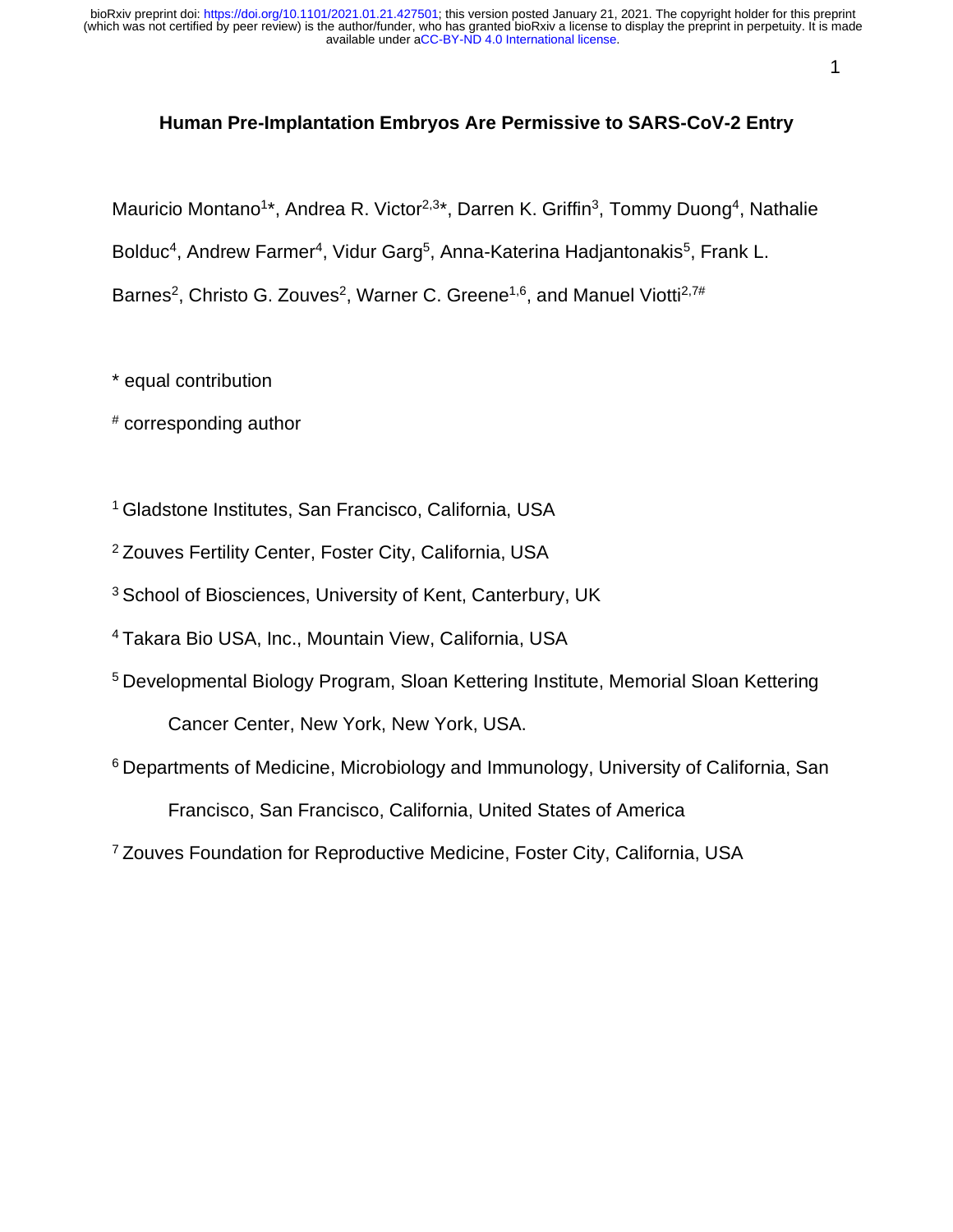# Human Pre-Implantation Embryos Are Permissive to SARS-CoV-2 Entry

Mauricio Montano[1]*, Andrea R. Victor[2,3]*, Darren K. Griffin[3], Tommy Duong[4], Nathalie Bolduc[4], Andrew Farmer[4], Vidur Garg[5], Anna-Katerina Hadjantonakis[5], Frank L. Barnes[2], Christo G. Zouves[2], Warner C. Greene[1,6], and Manuel Viotti[2,7#]

* equal contribution

# corresponding author

[1] Gladstone Institutes, San Francisco, California, USA

[2] Zouves Fertility Center, Foster City, California, USA

[3] School of Biosciences, University of Kent, Canterbury, UK

[4] Takara Bio USA, Inc., Mountain View, California, USA

[5] Developmental Biology Program, Sloan Kettering Institute, Memorial Sloan Kettering Cancer Center, New York, New York, USA.

[6] Departments of Medicine, Microbiology and Immunology, University of California, San Francisco, San Francisco, California, United States of America

[7] Zouves Foundation for Reproductive Medicine, Foster City, California, USA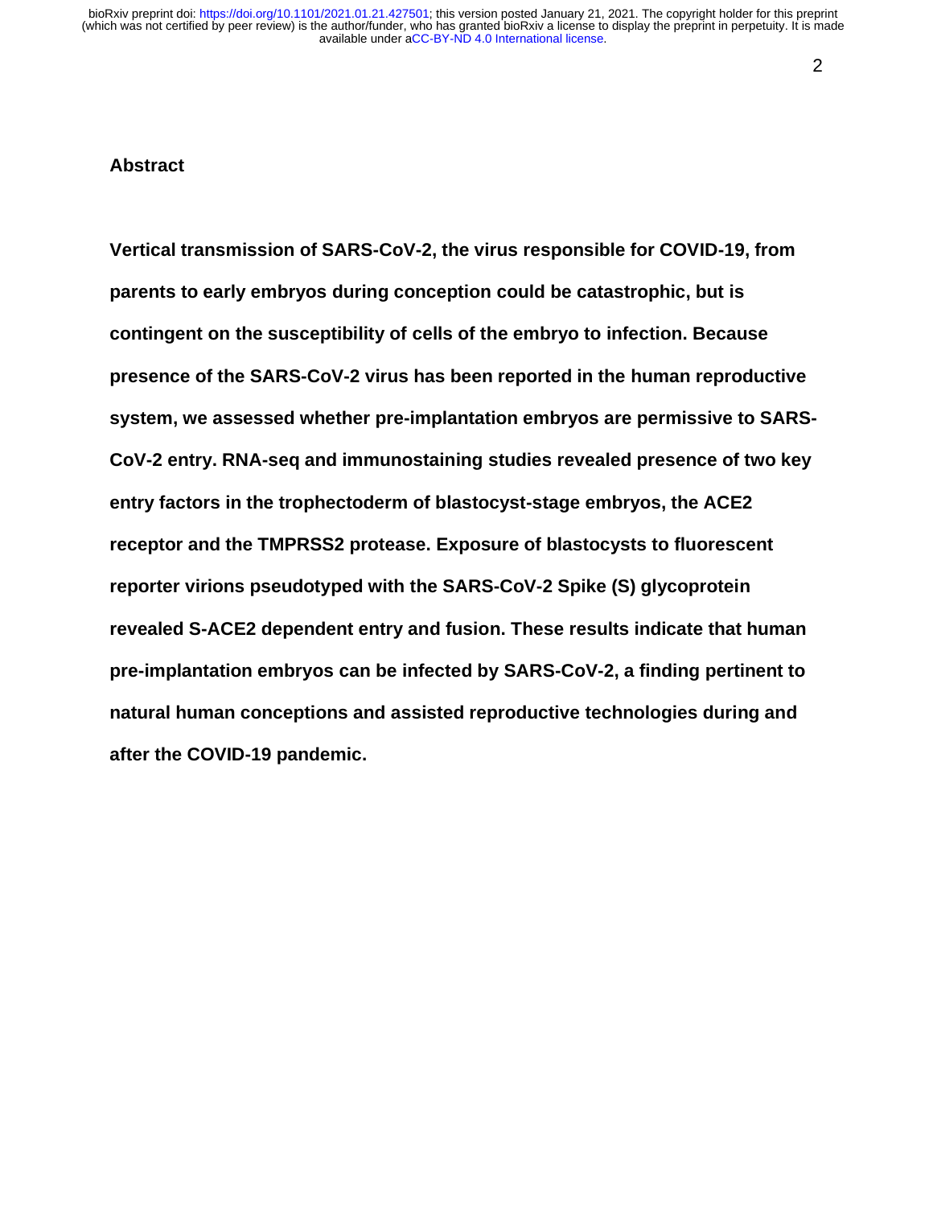## Abstract

**Vertical transmission of SARS-CoV-2, the virus responsible for COVID-19, from parents to early embryos during conception could be catastrophic, but is contingent on the susceptibility of cells of the embryo to infection. Because presence of the SARS-CoV-2 virus has been reported in the human reproductive system, we assessed whether pre-implantation embryos are permissive to SARS-CoV-2 entry. RNA-seq and immunostaining studies revealed presence of two key entry factors in the trophectoderm of blastocyst-stage embryos, the ACE2 receptor and the TMPRSS2 protease. Exposure of blastocysts to fluorescent reporter virions pseudotyped with the SARS-CoV-2 Spike (S) glycoprotein revealed S-ACE2 dependent entry and fusion. These results indicate that human pre-implantation embryos can be infected by SARS-CoV-2, a finding pertinent to natural human conceptions and assisted reproductive technologies during and after the COVID-19 pandemic.**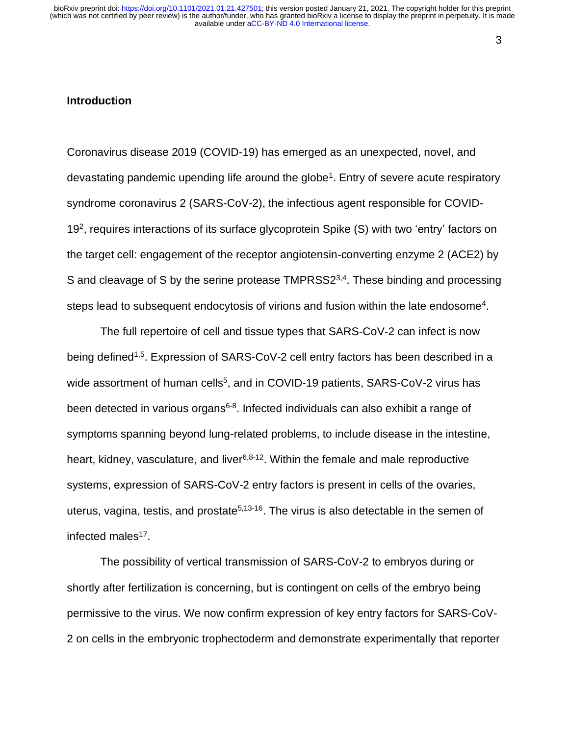## Introduction

Coronavirus disease 2019 (COVID-19) has emerged as an unexpected, novel, and devastating pandemic upending life around the globe[1]. Entry of severe acute respiratory syndrome coronavirus 2 (SARS-CoV-2), the infectious agent responsible for COVID-19[2], requires interactions of its surface glycoprotein Spike (S) with two 'entry' factors on the target cell: engagement of the receptor angiotensin-converting enzyme 2 (ACE2) by S and cleavage of S by the serine protease TMPRSS2[3,4]. These binding and processing steps lead to subsequent endocytosis of virions and fusion within the late endosome[4].

The full repertoire of cell and tissue types that SARS-CoV-2 can infect is now being defined[1,5]. Expression of SARS-CoV-2 cell entry factors has been described in a wide assortment of human cells[5], and in COVID-19 patients, SARS-CoV-2 virus has been detected in various organs[6-8]. Infected individuals can also exhibit a range of symptoms spanning beyond lung-related problems, to include disease in the intestine, heart, kidney, vasculature, and liver[6,8-12]. Within the female and male reproductive systems, expression of SARS-CoV-2 entry factors is present in cells of the ovaries, uterus, vagina, testis, and prostate[5,13-16]. The virus is also detectable in the semen of infected males[17].

The possibility of vertical transmission of SARS-CoV-2 to embryos during or shortly after fertilization is concerning, but is contingent on cells of the embryo being permissive to the virus. We now confirm expression of key entry factors for SARS-CoV-2 on cells in the embryonic trophectoderm and demonstrate experimentally that reporter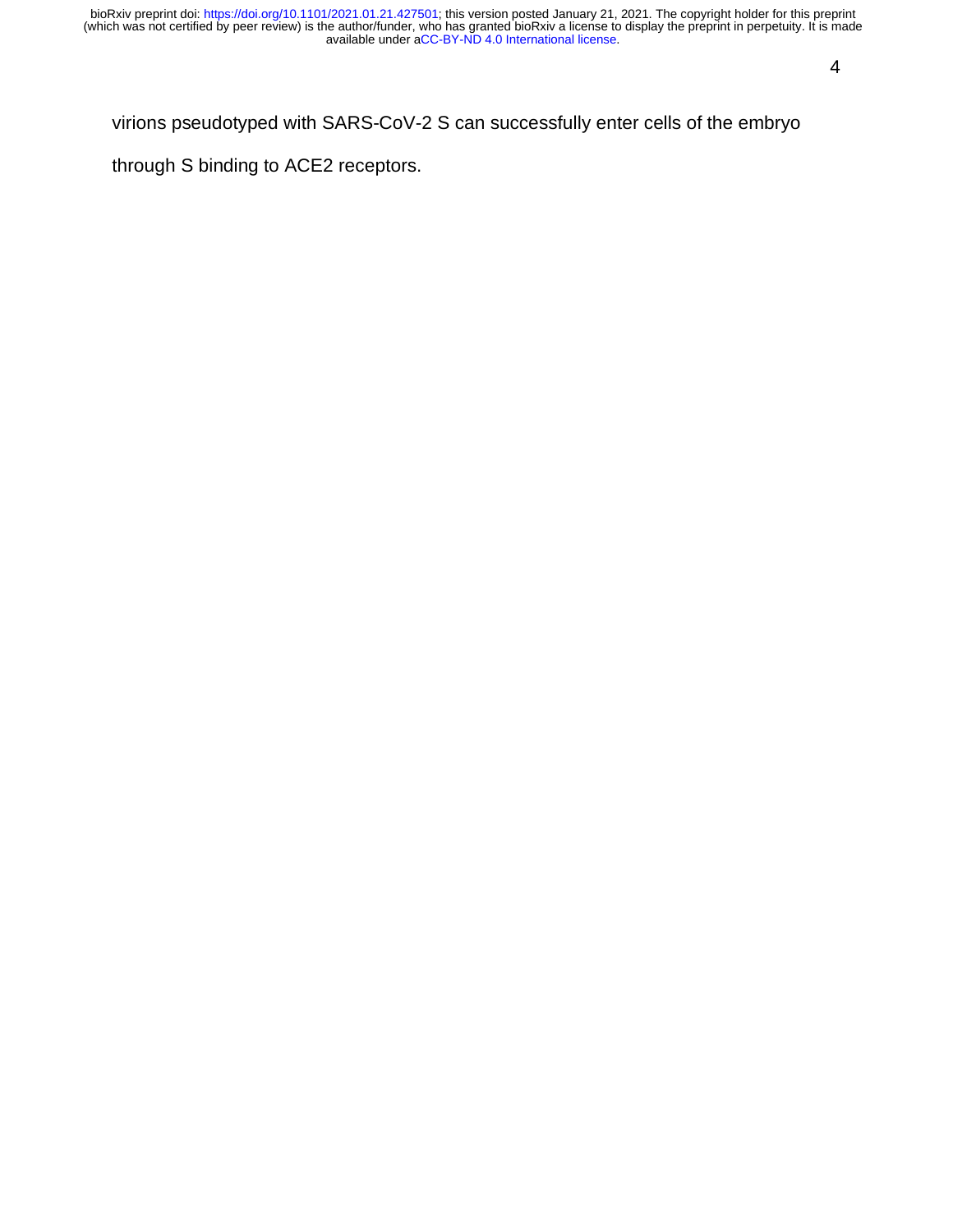virions pseudotyped with SARS-CoV-2 S can successfully enter cells of the embryo through S binding to ACE2 receptors.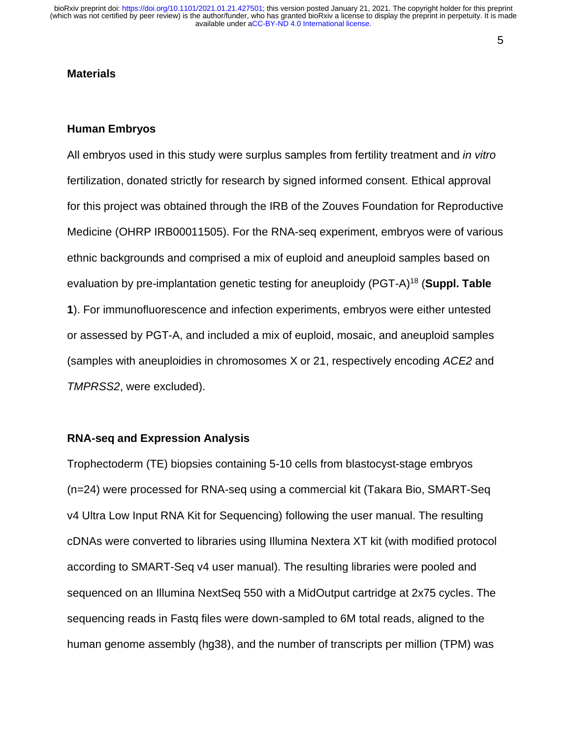## Materials

### Human Embryos

All embryos used in this study were surplus samples from fertility treatment and *in vitro* fertilization, donated strictly for research by signed informed consent. Ethical approval for this project was obtained through the IRB of the Zouves Foundation for Reproductive Medicine (OHRP IRB00011505). For the RNA-seq experiment, embryos were of various ethnic backgrounds and comprised a mix of euploid and aneuploid samples based on evaluation by pre-implantation genetic testing for aneuploidy (PGT-A)[18] (**Suppl. Table 1**). For immunofluorescence and infection experiments, embryos were either untested or assessed by PGT-A, and included a mix of euploid, mosaic, and aneuploid samples (samples with aneuploidies in chromosomes X or 21, respectively encoding *ACE2* and *TMPRSS2*, were excluded).

### RNA-seq and Expression Analysis

Trophectoderm (TE) biopsies containing 5-10 cells from blastocyst-stage embryos (n=24) were processed for RNA-seq using a commercial kit (Takara Bio, SMART-Seq v4 Ultra Low Input RNA Kit for Sequencing) following the user manual. The resulting cDNAs were converted to libraries using Illumina Nextera XT kit (with modified protocol according to SMART-Seq v4 user manual). The resulting libraries were pooled and sequenced on an Illumina NextSeq 550 with a MidOutput cartridge at 2x75 cycles. The sequencing reads in Fastq files were down-sampled to 6M total reads, aligned to the human genome assembly (hg38), and the number of transcripts per million (TPM) was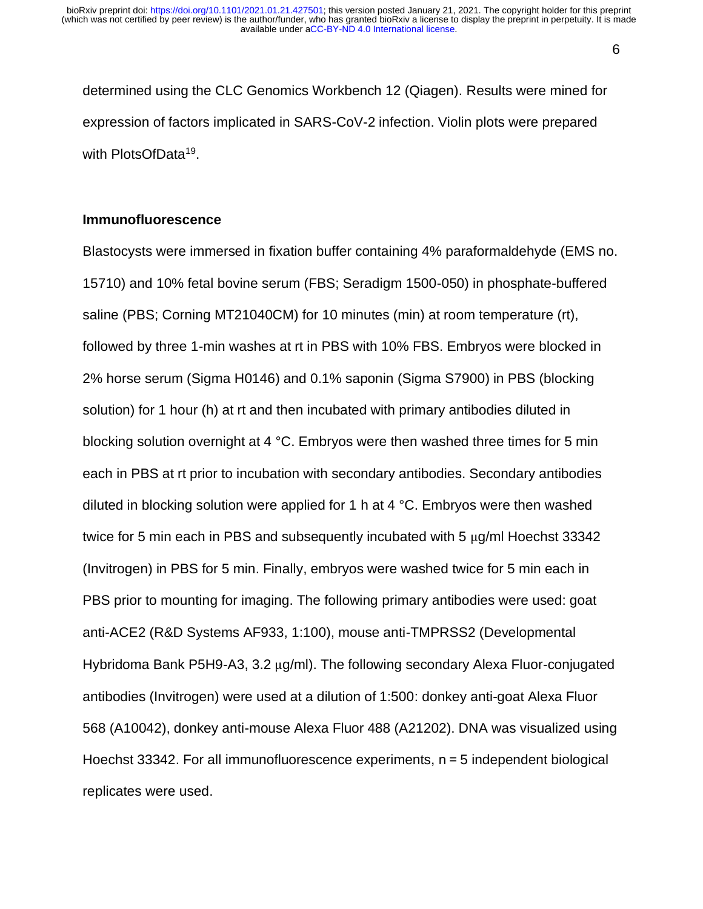determined using the CLC Genomics Workbench 12 (Qiagen). Results were mined for expression of factors implicated in SARS-CoV-2 infection. Violin plots were prepared with PlotsOfData[19].

**Immunofluorescence**

Blastocysts were immersed in fixation buffer containing 4% paraformaldehyde (EMS no. 15710) and 10% fetal bovine serum (FBS; Seradigm 1500-050) in phosphate-buffered saline (PBS; Corning MT21040CM) for 10 minutes (min) at room temperature (rt), followed by three 1-min washes at rt in PBS with 10% FBS. Embryos were blocked in 2% horse serum (Sigma H0146) and 0.1% saponin (Sigma S7900) in PBS (blocking solution) for 1 hour (h) at rt and then incubated with primary antibodies diluted in blocking solution overnight at 4 °C. Embryos were then washed three times for 5 min each in PBS at rt prior to incubation with secondary antibodies. Secondary antibodies diluted in blocking solution were applied for 1 h at 4 °C. Embryos were then washed twice for 5 min each in PBS and subsequently incubated with 5 μg/ml Hoechst 33342 (Invitrogen) in PBS for 5 min. Finally, embryos were washed twice for 5 min each in PBS prior to mounting for imaging. The following primary antibodies were used: goat anti-ACE2 (R&D Systems AF933, 1:100), mouse anti-TMPRSS2 (Developmental Hybridoma Bank P5H9-A3, 3.2 μg/ml). The following secondary Alexa Fluor-conjugated antibodies (Invitrogen) were used at a dilution of 1:500: donkey anti-goat Alexa Fluor 568 (A10042), donkey anti-mouse Alexa Fluor 488 (A21202). DNA was visualized using Hoechst 33342. For all immunofluorescence experiments, n = 5 independent biological replicates were used.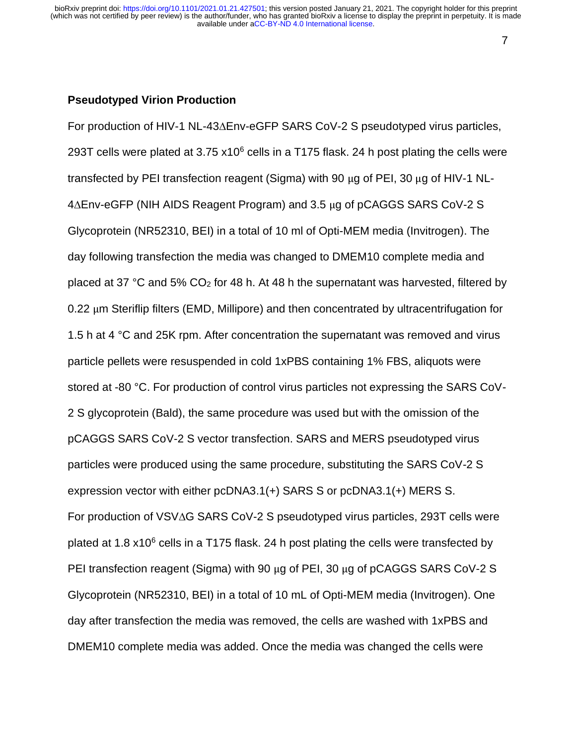### Pseudotyped Virion Production

For production of HIV-1 NL-43ΔEnv-eGFP SARS CoV-2 S pseudotyped virus particles, 293T cells were plated at 3.75 $x10^6$ cells in a T175 flask. 24 h post plating the cells were transfected by PEI transfection reagent (Sigma) with 90 μg of PEI, 30 μg of HIV-1 NL-4ΔEnv-eGFP (NIH AIDS Reagent Program) and 3.5 μg of pCAGGS SARS CoV-2 S Glycoprotein (NR52310, BEI) in a total of 10 ml of Opti-MEM media (Invitrogen). The day following transfection the media was changed to DMEM10 complete media and placed at 37 °C and 5% $CO_2$ for 48 h. At 48 h the supernatant was harvested, filtered by 0.22 μm Steriflip filters (EMD, Millipore) and then concentrated by ultracentrifugation for 1.5 h at 4 °C and 25K rpm. After concentration the supernatant was removed and virus particle pellets were resuspended in cold 1xPBS containing 1% FBS, aliquots were stored at -80 °C. For production of control virus particles not expressing the SARS CoV-2 S glycoprotein (Bald), the same procedure was used but with the omission of the pCAGGS SARS CoV-2 S vector transfection. SARS and MERS pseudotyped virus particles were produced using the same procedure, substituting the SARS CoV-2 S expression vector with either pcDNA3.1(+) SARS S or pcDNA3.1(+) MERS S.

For production of VSVΔG SARS CoV-2 S pseudotyped virus particles, 293T cells were plated at 1.8 $x10^6$ cells in a T175 flask. 24 h post plating the cells were transfected by PEI transfection reagent (Sigma) with 90 μg of PEI, 30 μg of pCAGGS SARS CoV-2 S Glycoprotein (NR52310, BEI) in a total of 10 mL of Opti-MEM media (Invitrogen). One day after transfection the media was removed, the cells are washed with 1xPBS and DMEM10 complete media was added. Once the media was changed the cells were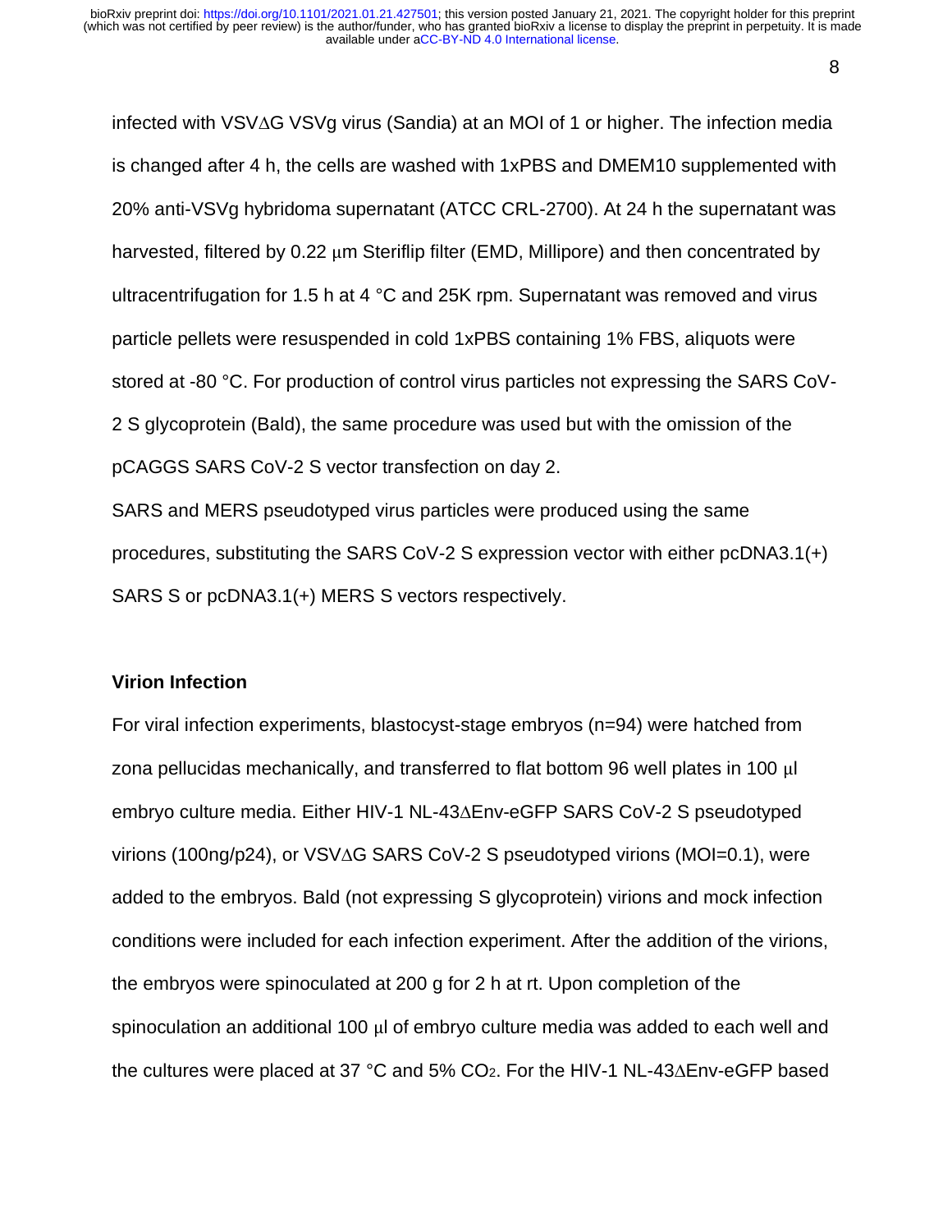infected with VSVΔG VSVg virus (Sandia) at an MOI of 1 or higher. The infection media is changed after 4 h, the cells are washed with 1xPBS and DMEM10 supplemented with 20% anti-VSVg hybridoma supernatant (ATCC CRL-2700). At 24 h the supernatant was harvested, filtered by 0.22 μm Steriflip filter (EMD, Millipore) and then concentrated by ultracentrifugation for 1.5 h at 4 °C and 25K rpm. Supernatant was removed and virus particle pellets were resuspended in cold 1xPBS containing 1% FBS, aliquots were stored at -80 °C. For production of control virus particles not expressing the SARS CoV-2 S glycoprotein (Bald), the same procedure was used but with the omission of the pCAGGS SARS CoV-2 S vector transfection on day 2.

SARS and MERS pseudotyped virus particles were produced using the same procedures, substituting the SARS CoV-2 S expression vector with either pcDNA3.1(+) SARS S or pcDNA3.1(+) MERS S vectors respectively.

**Virion Infection**

For viral infection experiments, blastocyst-stage embryos (n=94) were hatched from zona pellucidas mechanically, and transferred to flat bottom 96 well plates in 100 μl embryo culture media. Either HIV-1 NL-43ΔEnv-eGFP SARS CoV-2 S pseudotyped virions (100ng/p24), or VSVΔG SARS CoV-2 S pseudotyped virions (MOI=0.1), were added to the embryos. Bald (not expressing S glycoprotein) virions and mock infection conditions were included for each infection experiment. After the addition of the virions, the embryos were spinoculated at 200 g for 2 h at rt. Upon completion of the spinoculation an additional 100 μl of embryo culture media was added to each well and the cultures were placed at 37 °C and 5% $CO_2$. For the HIV-1 NL-43ΔEnv-eGFP based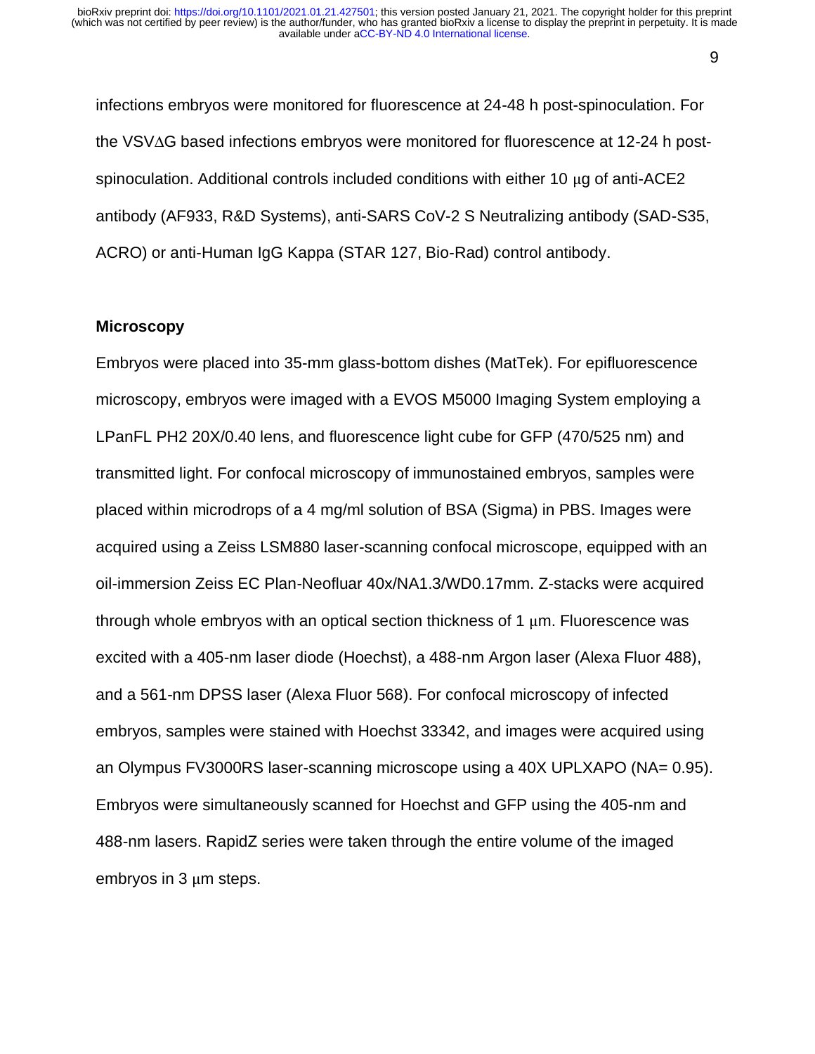infections embryos were monitored for fluorescence at 24-48 h post-spinoculation. For the VSVΔG based infections embryos were monitored for fluorescence at 12-24 h post-spinoculation. Additional controls included conditions with either 10 μg of anti-ACE2 antibody (AF933, R&D Systems), anti-SARS CoV-2 S Neutralizing antibody (SAD-S35, ACRO) or anti-Human IgG Kappa (STAR 127, Bio-Rad) control antibody.

**Microscopy**

Embryos were placed into 35-mm glass-bottom dishes (MatTek). For epifluorescence microscopy, embryos were imaged with a EVOS M5000 Imaging System employing a LPanFL PH2 20X/0.40 lens, and fluorescence light cube for GFP (470/525 nm) and transmitted light. For confocal microscopy of immunostained embryos, samples were placed within microdrops of a 4 mg/ml solution of BSA (Sigma) in PBS. Images were acquired using a Zeiss LSM880 laser-scanning confocal microscope, equipped with an oil-immersion Zeiss EC Plan-Neofluar 40x/NA1.3/WD0.17mm. Z-stacks were acquired through whole embryos with an optical section thickness of 1 μm. Fluorescence was excited with a 405-nm laser diode (Hoechst), a 488-nm Argon laser (Alexa Fluor 488), and a 561-nm DPSS laser (Alexa Fluor 568). For confocal microscopy of infected embryos, samples were stained with Hoechst 33342, and images were acquired using an Olympus FV3000RS laser-scanning microscope using a 40X UPLXAPO (NA= 0.95). Embryos were simultaneously scanned for Hoechst and GFP using the 405-nm and 488-nm lasers. RapidZ series were taken through the entire volume of the imaged embryos in 3 μm steps.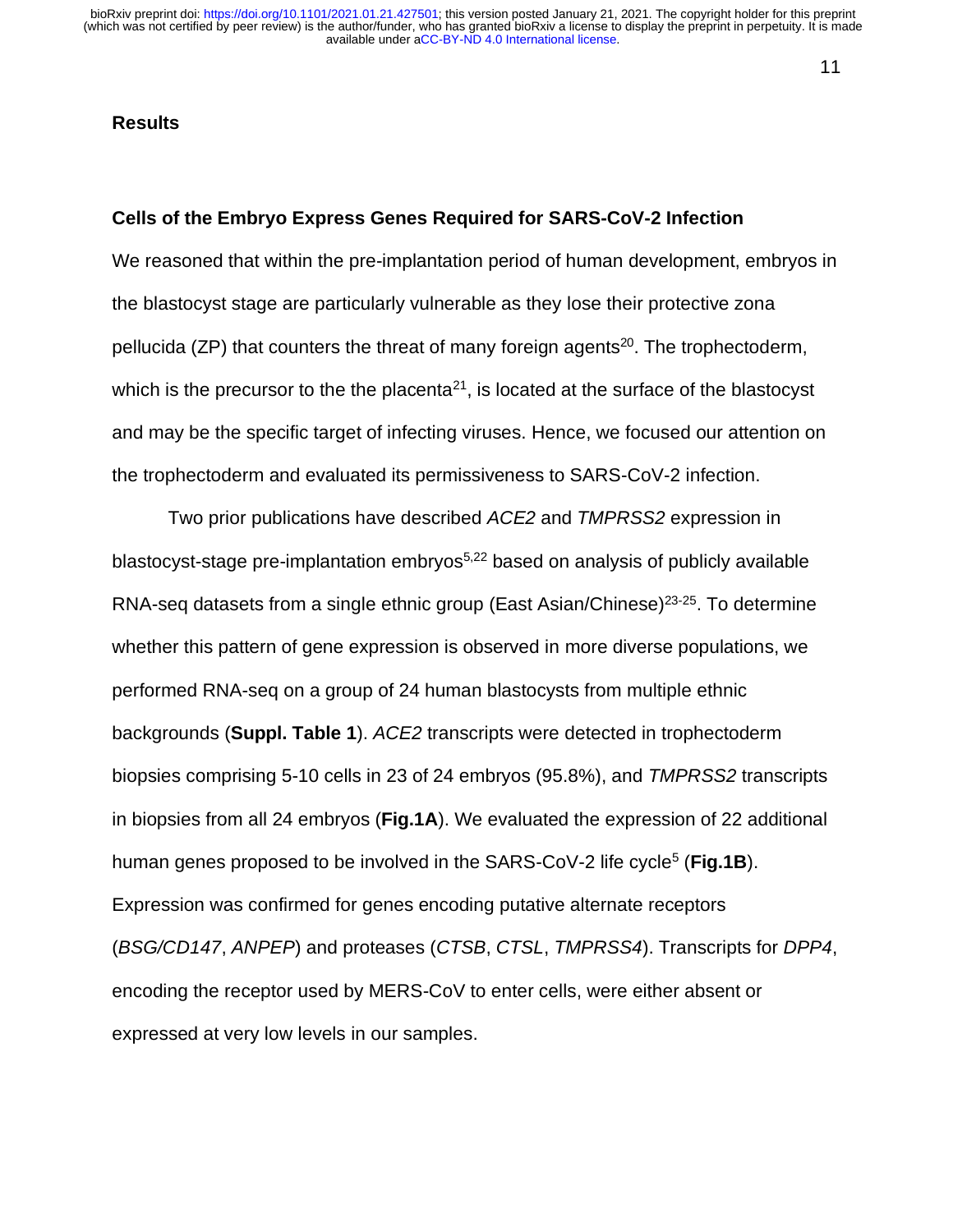## Results

### Cells of the Embryo Express Genes Required for SARS-CoV-2 Infection

We reasoned that within the pre-implantation period of human development, embryos in the blastocyst stage are particularly vulnerable as they lose their protective zona pellucida (ZP) that counters the threat of many foreign agents[20]. The trophectoderm, which is the precursor to the the placenta[21], is located at the surface of the blastocyst and may be the specific target of infecting viruses. Hence, we focused our attention on the trophectoderm and evaluated its permissiveness to SARS-CoV-2 infection.

Two prior publications have described *ACE2* and *TMPRSS2* expression in blastocyst-stage pre-implantation embryos[5,22] based on analysis of publicly available RNA-seq datasets from a single ethnic group (East Asian/Chinese)[23-25]. To determine whether this pattern of gene expression is observed in more diverse populations, we performed RNA-seq on a group of 24 human blastocysts from multiple ethnic backgrounds (**Suppl. Table 1**). *ACE2* transcripts were detected in trophectoderm biopsies comprising 5-10 cells in 23 of 24 embryos (95.8%), and *TMPRSS2* transcripts in biopsies from all 24 embryos (**Fig.1A**). We evaluated the expression of 22 additional human genes proposed to be involved in the SARS-CoV-2 life cycle[5] (**Fig.1B**). Expression was confirmed for genes encoding putative alternate receptors (*BSG/CD147*, *ANPEP*) and proteases (*CTSB*, *CTSL*, *TMPRSS4*). Transcripts for *DPP4*, encoding the receptor used by MERS-CoV to enter cells, were either absent or expressed at very low levels in our samples.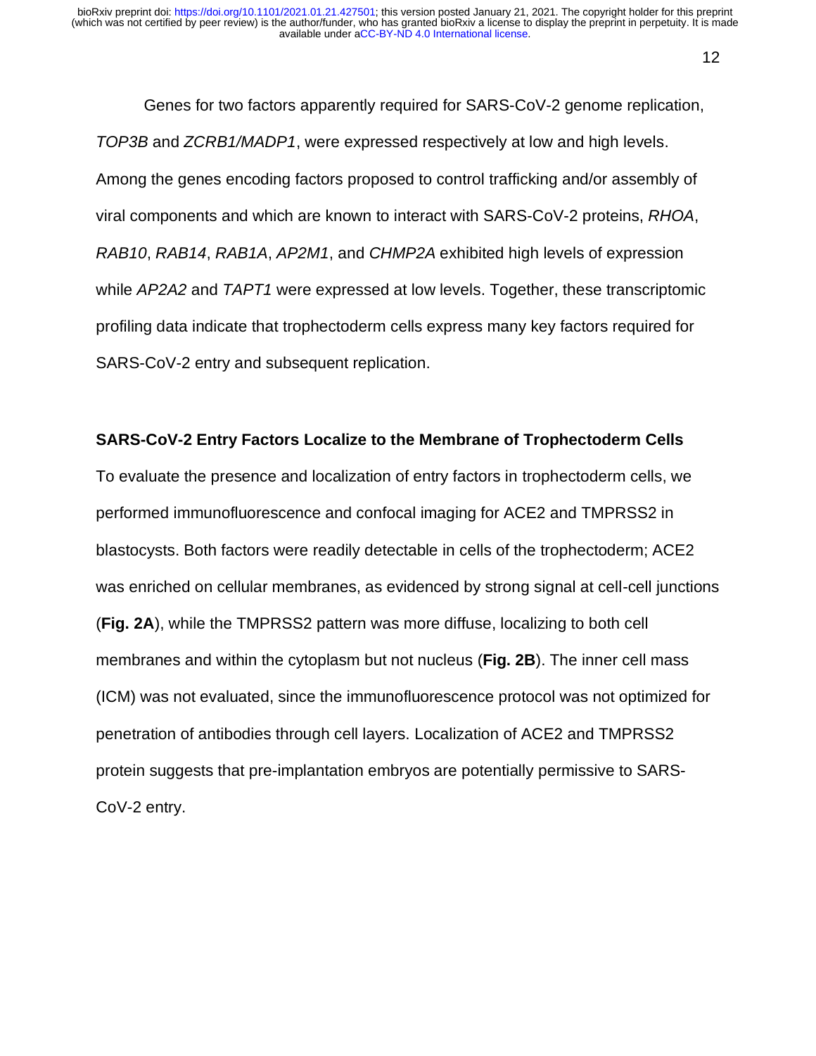Genes for two factors apparently required for SARS-CoV-2 genome replication, *TOP3B* and *ZCRB1/MADP1*, were expressed respectively at low and high levels. Among the genes encoding factors proposed to control trafficking and/or assembly of viral components and which are known to interact with SARS-CoV-2 proteins, *RHOA*, *RAB10*, *RAB14*, *RAB1A*, *AP2M1*, and *CHMP2A* exhibited high levels of expression while *AP2A2* and *TAPT1* were expressed at low levels. Together, these transcriptomic profiling data indicate that trophectoderm cells express many key factors required for SARS-CoV-2 entry and subsequent replication.

**SARS-CoV-2 Entry Factors Localize to the Membrane of Trophectoderm Cells**

To evaluate the presence and localization of entry factors in trophectoderm cells, we performed immunofluorescence and confocal imaging for ACE2 and TMPRSS2 in blastocysts. Both factors were readily detectable in cells of the trophectoderm; ACE2 was enriched on cellular membranes, as evidenced by strong signal at cell-cell junctions (**Fig. 2A**), while the TMPRSS2 pattern was more diffuse, localizing to both cell membranes and within the cytoplasm but not nucleus (**Fig. 2B**). The inner cell mass (ICM) was not evaluated, since the immunofluorescence protocol was not optimized for penetration of antibodies through cell layers. Localization of ACE2 and TMPRSS2 protein suggests that pre-implantation embryos are potentially permissive to SARS-CoV-2 entry.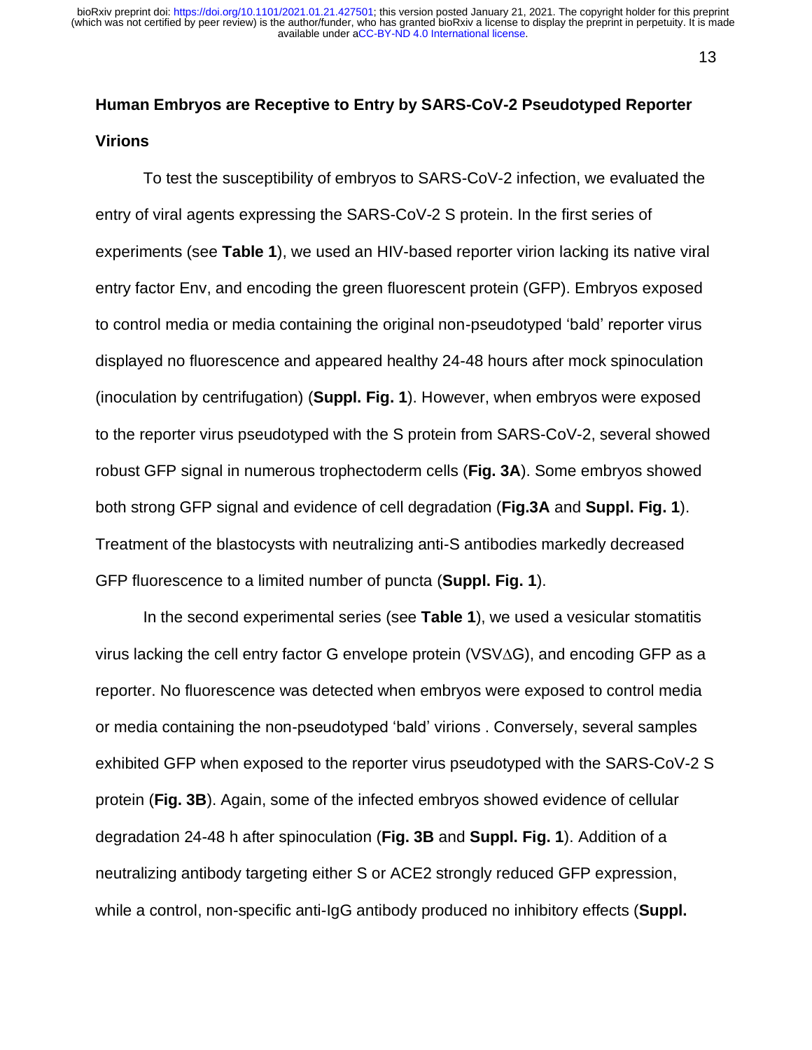## Human Embryos are Receptive to Entry by SARS-CoV-2 Pseudotyped Reporter Virions

To test the susceptibility of embryos to SARS-CoV-2 infection, we evaluated the entry of viral agents expressing the SARS-CoV-2 S protein. In the first series of experiments (see **Table 1**), we used an HIV-based reporter virion lacking its native viral entry factor Env, and encoding the green fluorescent protein (GFP). Embryos exposed to control media or media containing the original non-pseudotyped 'bald' reporter virus displayed no fluorescence and appeared healthy 24-48 hours after mock spinoculation (inoculation by centrifugation) (**Suppl. Fig. 1**). However, when embryos were exposed to the reporter virus pseudotyped with the S protein from SARS-CoV-2, several showed robust GFP signal in numerous trophectoderm cells (**Fig. 3A**). Some embryos showed both strong GFP signal and evidence of cell degradation (**Fig.3A** and **Suppl. Fig. 1**). Treatment of the blastocysts with neutralizing anti-S antibodies markedly decreased GFP fluorescence to a limited number of puncta (**Suppl. Fig. 1**).

In the second experimental series (see **Table 1**), we used a vesicular stomatitis virus lacking the cell entry factor G envelope protein (VSV$\Delta$G), and encoding GFP as a reporter. No fluorescence was detected when embryos were exposed to control media or media containing the non-pseudotyped 'bald' virions . Conversely, several samples exhibited GFP when exposed to the reporter virus pseudotyped with the SARS-CoV-2 S protein (**Fig. 3B**). Again, some of the infected embryos showed evidence of cellular degradation 24-48 h after spinoculation (**Fig. 3B** and **Suppl. Fig. 1**). Addition of a neutralizing antibody targeting either S or ACE2 strongly reduced GFP expression, while a control, non-specific anti-IgG antibody produced no inhibitory effects (**Suppl.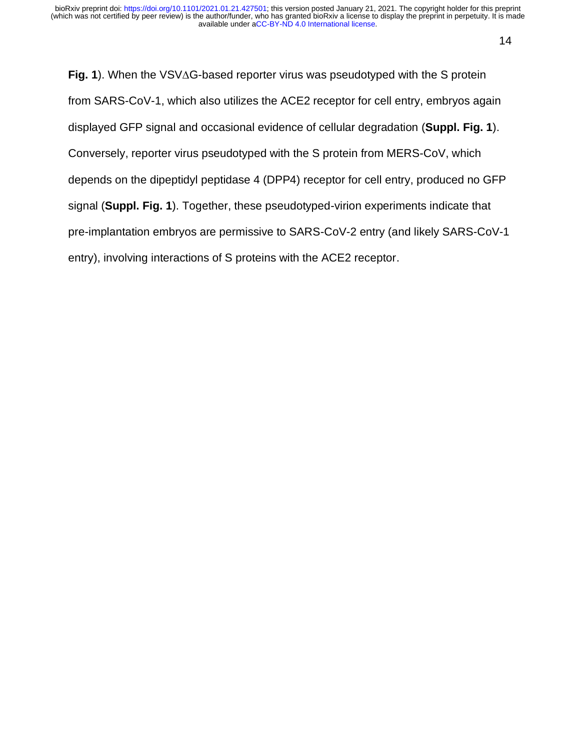**Fig. 1**). When the VSV∆G-based reporter virus was pseudotyped with the S protein from SARS-CoV-1, which also utilizes the ACE2 receptor for cell entry, embryos again displayed GFP signal and occasional evidence of cellular degradation (**Suppl. Fig. 1**). Conversely, reporter virus pseudotyped with the S protein from MERS-CoV, which depends on the dipeptidyl peptidase 4 (DPP4) receptor for cell entry, produced no GFP signal (**Suppl. Fig. 1**). Together, these pseudotyped-virion experiments indicate that pre-implantation embryos are permissive to SARS-CoV-2 entry (and likely SARS-CoV-1 entry), involving interactions of S proteins with the ACE2 receptor.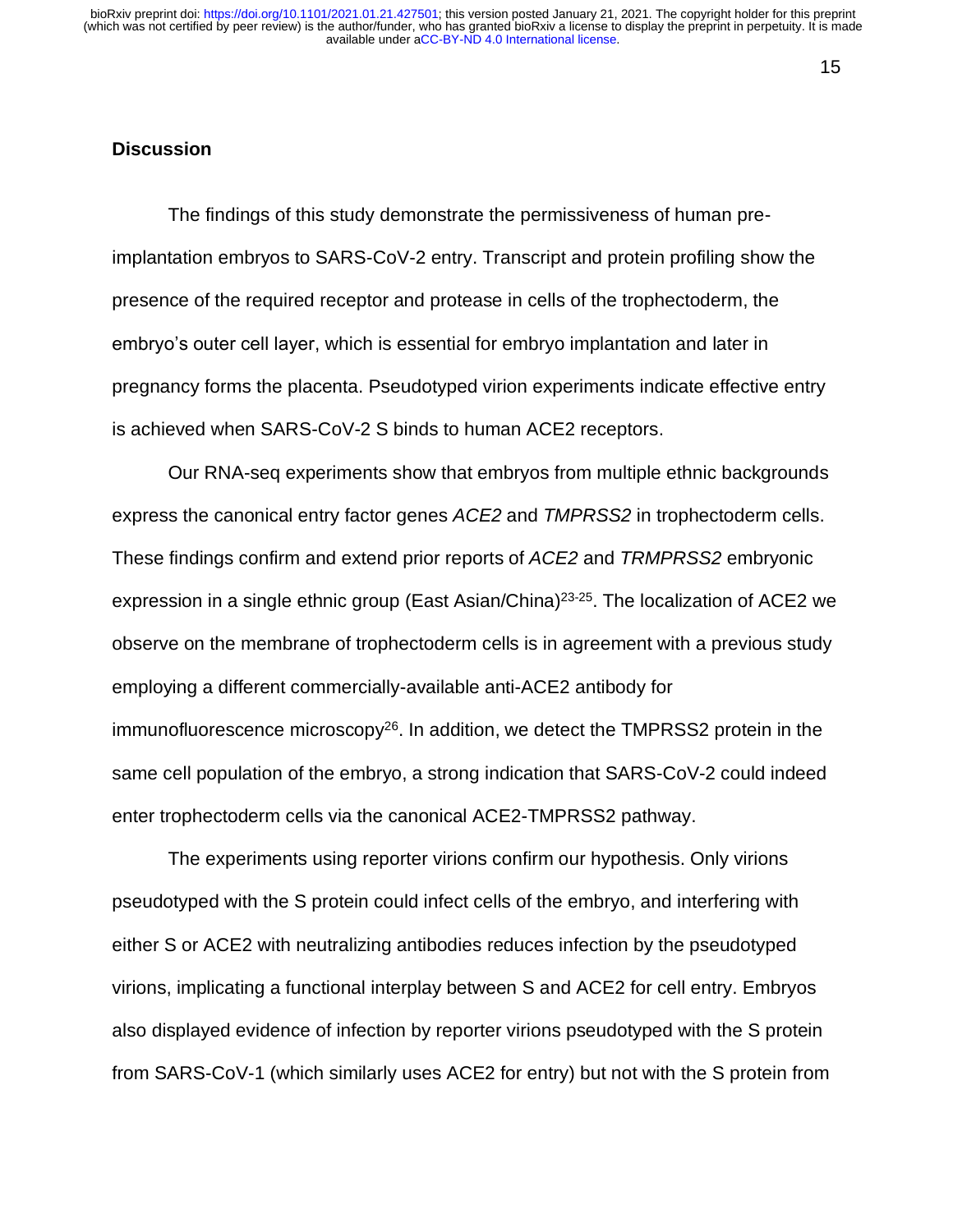## Discussion

The findings of this study demonstrate the permissiveness of human pre-implantation embryos to SARS-CoV-2 entry. Transcript and protein profiling show the presence of the required receptor and protease in cells of the trophectoderm, the embryo's outer cell layer, which is essential for embryo implantation and later in pregnancy forms the placenta. Pseudotyped virion experiments indicate effective entry is achieved when SARS-CoV-2 S binds to human ACE2 receptors.

Our RNA-seq experiments show that embryos from multiple ethnic backgrounds express the canonical entry factor genes *ACE2* and *TMPRSS2* in trophectoderm cells. These findings confirm and extend prior reports of *ACE2* and *TRMPRSS2* embryonic expression in a single ethnic group (East Asian/China)[23-25]. The localization of ACE2 we observe on the membrane of trophectoderm cells is in agreement with a previous study employing a different commercially-available anti-ACE2 antibody for immunofluorescence microscopy[26]. In addition, we detect the TMPRSS2 protein in the same cell population of the embryo, a strong indication that SARS-CoV-2 could indeed enter trophectoderm cells via the canonical ACE2-TMPRSS2 pathway.

The experiments using reporter virions confirm our hypothesis. Only virions pseudotyped with the S protein could infect cells of the embryo, and interfering with either S or ACE2 with neutralizing antibodies reduces infection by the pseudotyped virions, implicating a functional interplay between S and ACE2 for cell entry. Embryos also displayed evidence of infection by reporter virions pseudotyped with the S protein from SARS-CoV-1 (which similarly uses ACE2 for entry) but not with the S protein from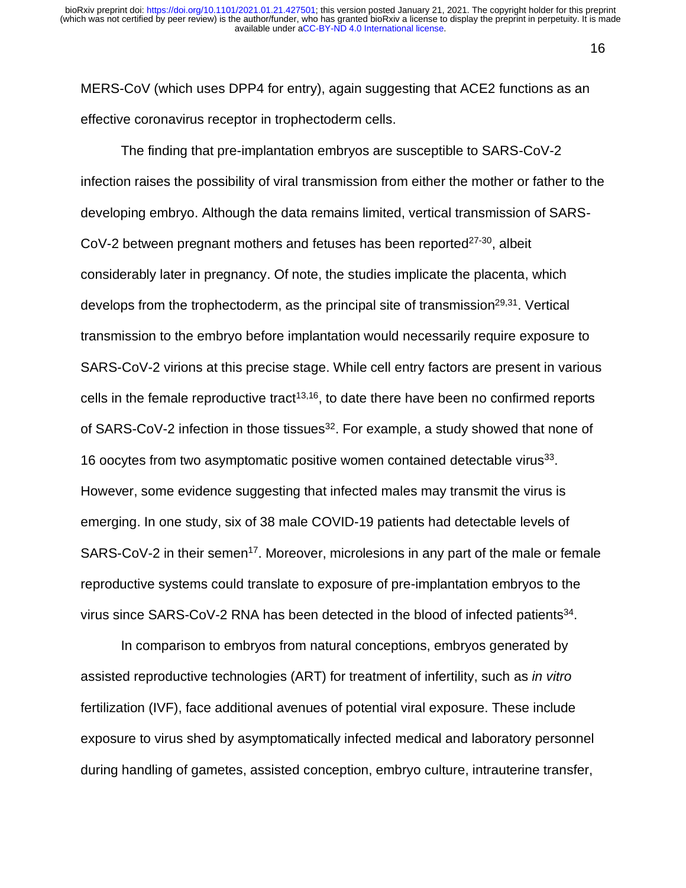MERS-CoV (which uses DPP4 for entry), again suggesting that ACE2 functions as an effective coronavirus receptor in trophectoderm cells.

The finding that pre-implantation embryos are susceptible to SARS-CoV-2 infection raises the possibility of viral transmission from either the mother or father to the developing embryo. Although the data remains limited, vertical transmission of SARS-CoV-2 between pregnant mothers and fetuses has been reported[27-30], albeit considerably later in pregnancy. Of note, the studies implicate the placenta, which develops from the trophectoderm, as the principal site of transmission[29,31]. Vertical transmission to the embryo before implantation would necessarily require exposure to SARS-CoV-2 virions at this precise stage. While cell entry factors are present in various cells in the female reproductive tract[13,16], to date there have been no confirmed reports of SARS-CoV-2 infection in those tissues[32]. For example, a study showed that none of 16 oocytes from two asymptomatic positive women contained detectable virus[33]. However, some evidence suggesting that infected males may transmit the virus is emerging. In one study, six of 38 male COVID-19 patients had detectable levels of SARS-CoV-2 in their semen[17]. Moreover, microlesions in any part of the male or female reproductive systems could translate to exposure of pre-implantation embryos to the virus since SARS-CoV-2 RNA has been detected in the blood of infected patients[34].

In comparison to embryos from natural conceptions, embryos generated by assisted reproductive technologies (ART) for treatment of infertility, such as *in vitro* fertilization (IVF), face additional avenues of potential viral exposure. These include exposure to virus shed by asymptomatically infected medical and laboratory personnel during handling of gametes, assisted conception, embryo culture, intrauterine transfer,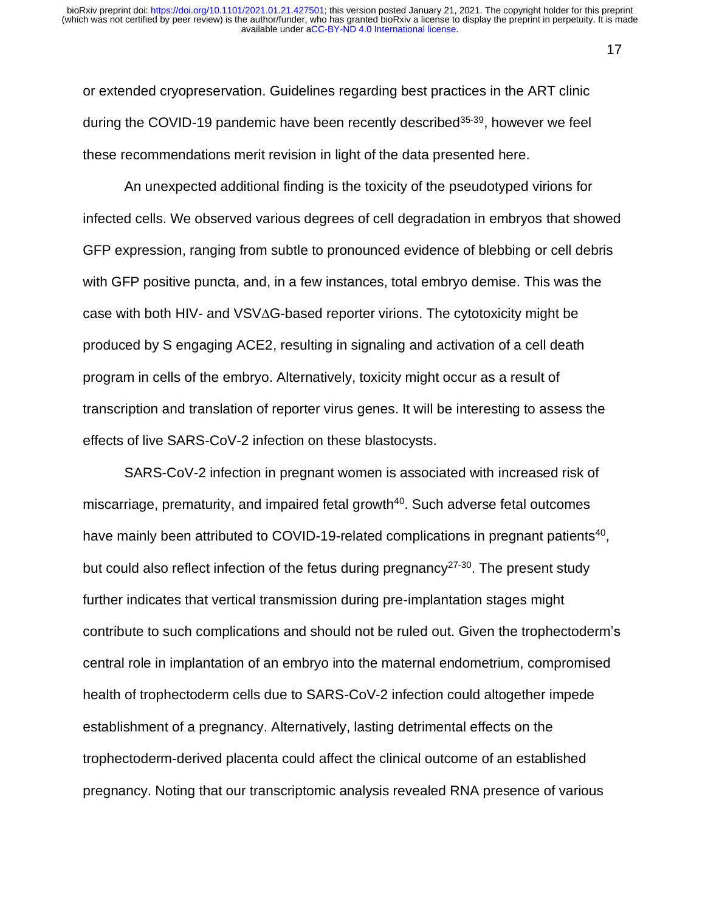or extended cryopreservation. Guidelines regarding best practices in the ART clinic during the COVID-19 pandemic have been recently described[35-39], however we feel these recommendations merit revision in light of the data presented here.

An unexpected additional finding is the toxicity of the pseudotyped virions for infected cells. We observed various degrees of cell degradation in embryos that showed GFP expression, ranging from subtle to pronounced evidence of blebbing or cell debris with GFP positive puncta, and, in a few instances, total embryo demise. This was the case with both HIV- and VSVΔG-based reporter virions. The cytotoxicity might be produced by S engaging ACE2, resulting in signaling and activation of a cell death program in cells of the embryo. Alternatively, toxicity might occur as a result of transcription and translation of reporter virus genes. It will be interesting to assess the effects of live SARS-CoV-2 infection on these blastocysts.

SARS-CoV-2 infection in pregnant women is associated with increased risk of miscarriage, prematurity, and impaired fetal growth[40]. Such adverse fetal outcomes have mainly been attributed to COVID-19-related complications in pregnant patients[40], but could also reflect infection of the fetus during pregnancy[27-30]. The present study further indicates that vertical transmission during pre-implantation stages might contribute to such complications and should not be ruled out. Given the trophectoderm's central role in implantation of an embryo into the maternal endometrium, compromised health of trophectoderm cells due to SARS-CoV-2 infection could altogether impede establishment of a pregnancy. Alternatively, lasting detrimental effects on the trophectoderm-derived placenta could affect the clinical outcome of an established pregnancy. Noting that our transcriptomic analysis revealed RNA presence of various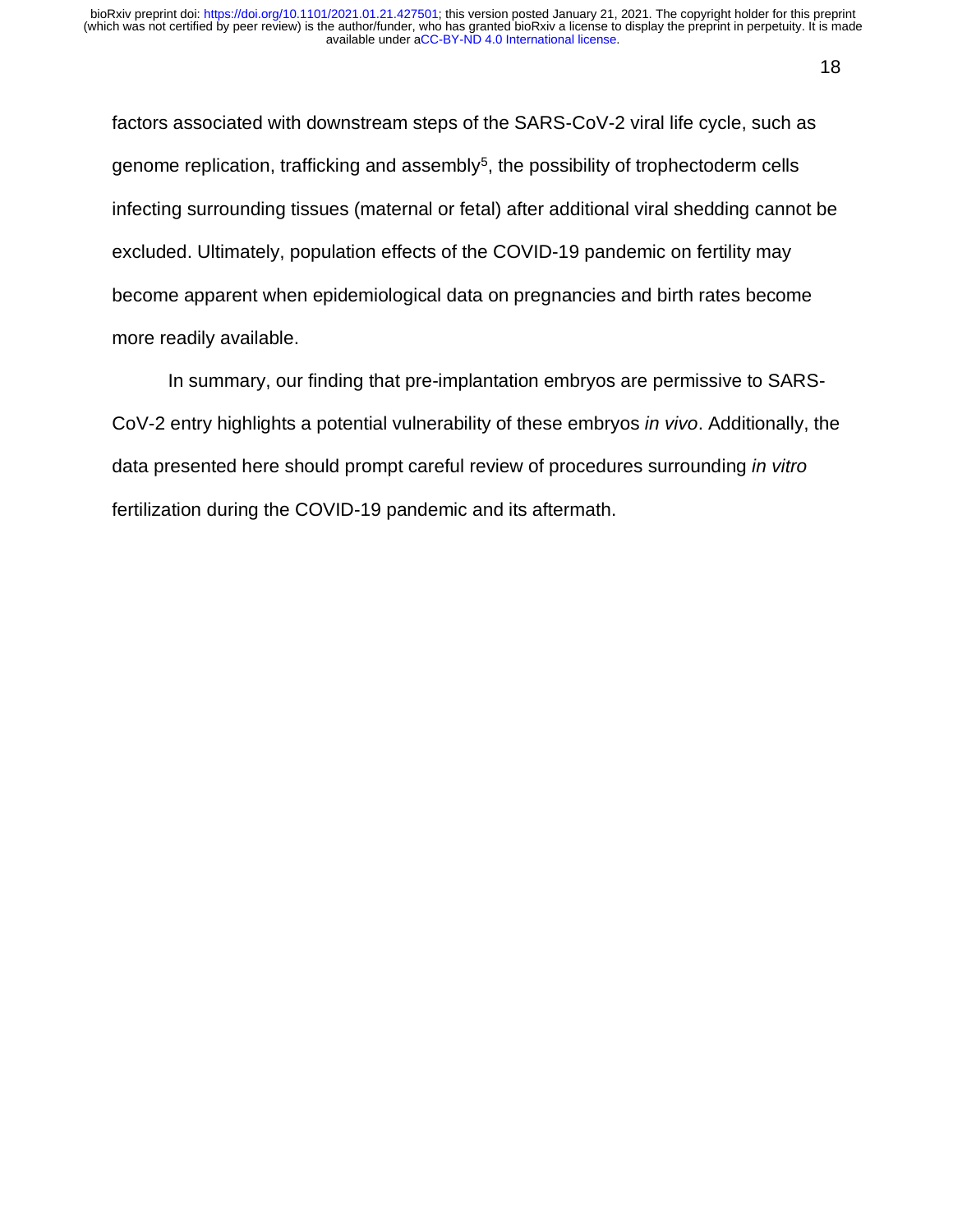factors associated with downstream steps of the SARS-CoV-2 viral life cycle, such as genome replication, trafficking and assembly[5], the possibility of trophectoderm cells infecting surrounding tissues (maternal or fetal) after additional viral shedding cannot be excluded. Ultimately, population effects of the COVID-19 pandemic on fertility may become apparent when epidemiological data on pregnancies and birth rates become more readily available.

In summary, our finding that pre-implantation embryos are permissive to SARS-CoV-2 entry highlights a potential vulnerability of these embryos *in vivo*. Additionally, the data presented here should prompt careful review of procedures surrounding *in vitro* fertilization during the COVID-19 pandemic and its aftermath.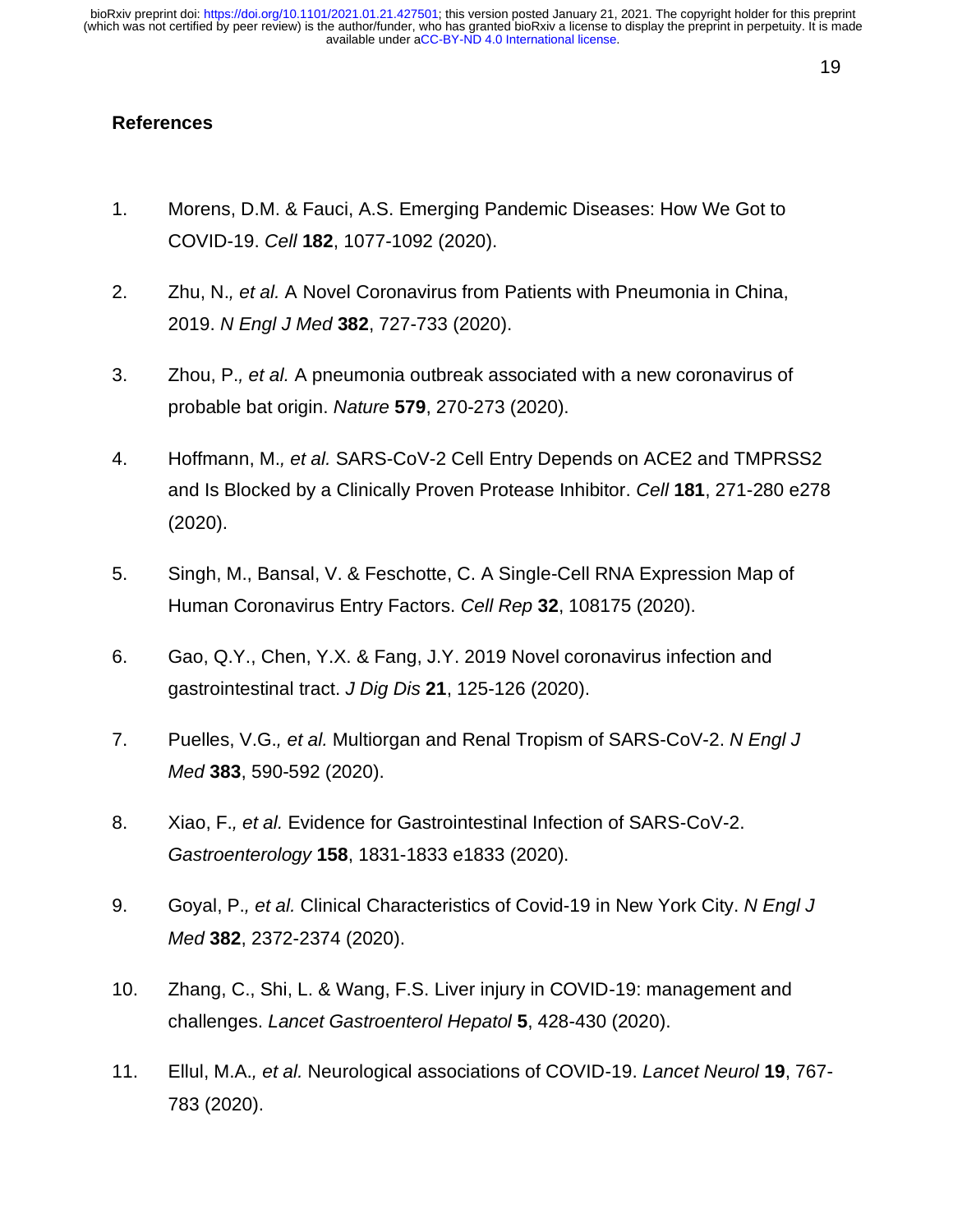## References

1. Morens, D.M. & Fauci, A.S. Emerging Pandemic Diseases: How We Got to COVID-19. *Cell* **182**, 1077-1092 (2020).

2. Zhu, N.*, et al.* A Novel Coronavirus from Patients with Pneumonia in China, 2019. *N Engl J Med* **382**, 727-733 (2020).

3. Zhou, P.*, et al.* A pneumonia outbreak associated with a new coronavirus of probable bat origin. *Nature* **579**, 270-273 (2020).

4. Hoffmann, M.*, et al.* SARS-CoV-2 Cell Entry Depends on ACE2 and TMPRSS2 and Is Blocked by a Clinically Proven Protease Inhibitor. *Cell* **181**, 271-280 e278 (2020).

5. Singh, M., Bansal, V. & Feschotte, C. A Single-Cell RNA Expression Map of Human Coronavirus Entry Factors. *Cell Rep* **32**, 108175 (2020).

6. Gao, Q.Y., Chen, Y.X. & Fang, J.Y. 2019 Novel coronavirus infection and gastrointestinal tract. *J Dig Dis* **21**, 125-126 (2020).

7. Puelles, V.G.*, et al.* Multiorgan and Renal Tropism of SARS-CoV-2. *N Engl J Med* **383**, 590-592 (2020).

8. Xiao, F.*, et al.* Evidence for Gastrointestinal Infection of SARS-CoV-2. *Gastroenterology* **158**, 1831-1833 e1833 (2020).

9. Goyal, P.*, et al.* Clinical Characteristics of Covid-19 in New York City. *N Engl J Med* **382**, 2372-2374 (2020).

10. Zhang, C., Shi, L. & Wang, F.S. Liver injury in COVID-19: management and challenges. *Lancet Gastroenterol Hepatol* **5**, 428-430 (2020).

11. Ellul, M.A.*, et al.* Neurological associations of COVID-19. *Lancet Neurol* **19**, 767-783 (2020).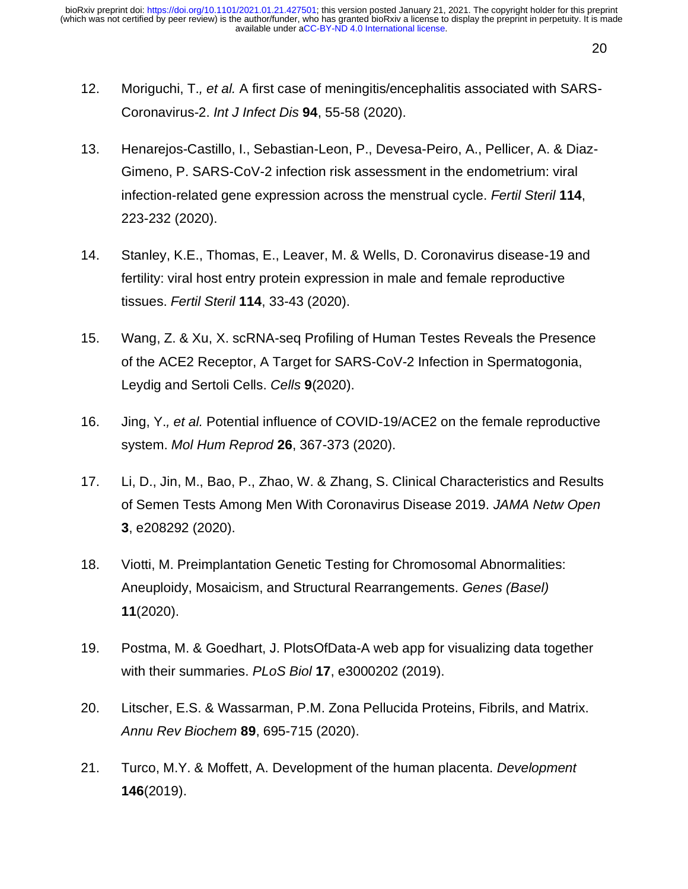12. Moriguchi, T., *et al.* A first case of meningitis/encephalitis associated with SARS-Coronavirus-2. *Int J Infect Dis* **94**, 55-58 (2020).

13. Henarejos-Castillo, I., Sebastian-Leon, P., Devesa-Peiro, A., Pellicer, A. & Diaz-Gimeno, P. SARS-CoV-2 infection risk assessment in the endometrium: viral infection-related gene expression across the menstrual cycle. *Fertil Steril* **114**, 223-232 (2020).

14. Stanley, K.E., Thomas, E., Leaver, M. & Wells, D. Coronavirus disease-19 and fertility: viral host entry protein expression in male and female reproductive tissues. *Fertil Steril* **114**, 33-43 (2020).

15. Wang, Z. & Xu, X. scRNA-seq Profiling of Human Testes Reveals the Presence of the ACE2 Receptor, A Target for SARS-CoV-2 Infection in Spermatogonia, Leydig and Sertoli Cells. *Cells* **9**(2020).

16. Jing, Y., *et al.* Potential influence of COVID-19/ACE2 on the female reproductive system. *Mol Hum Reprod* **26**, 367-373 (2020).

17. Li, D., Jin, M., Bao, P., Zhao, W. & Zhang, S. Clinical Characteristics and Results of Semen Tests Among Men With Coronavirus Disease 2019. *JAMA Netw Open* **3**, e208292 (2020).

18. Viotti, M. Preimplantation Genetic Testing for Chromosomal Abnormalities: Aneuploidy, Mosaicism, and Structural Rearrangements. *Genes (Basel)* **11**(2020).

19. Postma, M. & Goedhart, J. PlotsOfData-A web app for visualizing data together with their summaries. *PLoS Biol* **17**, e3000202 (2019).

20. Litscher, E.S. & Wassarman, P.M. Zona Pellucida Proteins, Fibrils, and Matrix. *Annu Rev Biochem* **89**, 695-715 (2020).

21. Turco, M.Y. & Moffett, A. Development of the human placenta. *Development* **146**(2019).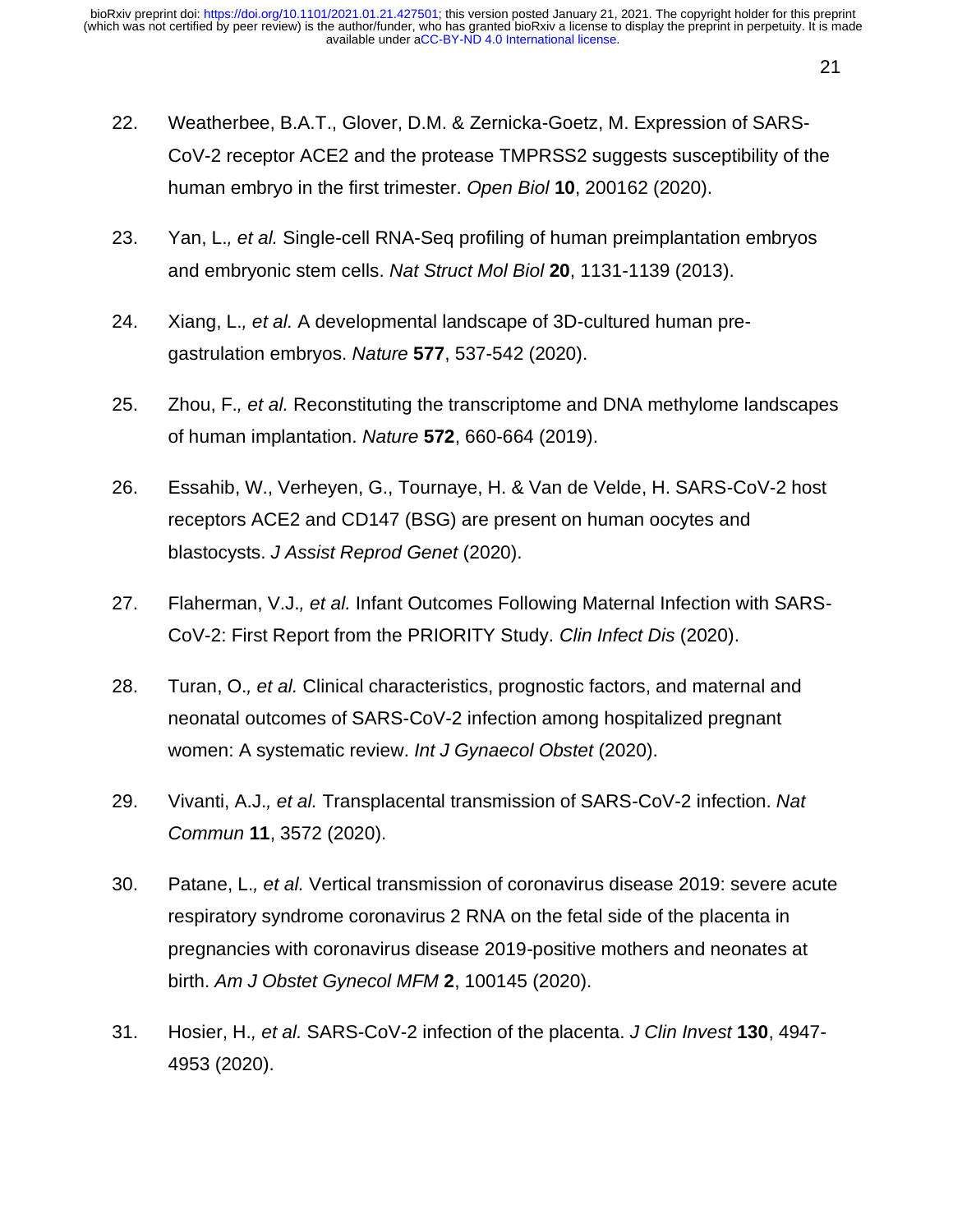22. Weatherbee, B.A.T., Glover, D.M. & Zernicka-Goetz, M. Expression of SARS-CoV-2 receptor ACE2 and the protease TMPRSS2 suggests susceptibility of the human embryo in the first trimester. *Open Biol* **10**, 200162 (2020).

23. Yan, L.*, et al.* Single-cell RNA-Seq profiling of human preimplantation embryos and embryonic stem cells. *Nat Struct Mol Biol* **20**, 1131-1139 (2013).

24. Xiang, L.*, et al.* A developmental landscape of 3D-cultured human pre-gastrulation embryos. *Nature* **577**, 537-542 (2020).

25. Zhou, F.*, et al.* Reconstituting the transcriptome and DNA methylome landscapes of human implantation. *Nature* **572**, 660-664 (2019).

26. Essahib, W., Verheyen, G., Tournaye, H. & Van de Velde, H. SARS-CoV-2 host receptors ACE2 and CD147 (BSG) are present on human oocytes and blastocysts. *J Assist Reprod Genet* (2020).

27. Flaherman, V.J.*, et al.* Infant Outcomes Following Maternal Infection with SARS-CoV-2: First Report from the PRIORITY Study. *Clin Infect Dis* (2020).

28. Turan, O.*, et al.* Clinical characteristics, prognostic factors, and maternal and neonatal outcomes of SARS-CoV-2 infection among hospitalized pregnant women: A systematic review. *Int J Gynaecol Obstet* (2020).

29. Vivanti, A.J.*, et al.* Transplacental transmission of SARS-CoV-2 infection. *Nat Commun* **11**, 3572 (2020).

30. Patane, L.*, et al.* Vertical transmission of coronavirus disease 2019: severe acute respiratory syndrome coronavirus 2 RNA on the fetal side of the placenta in pregnancies with coronavirus disease 2019-positive mothers and neonates at birth. *Am J Obstet Gynecol MFM* **2**, 100145 (2020).

31. Hosier, H.*, et al.* SARS-CoV-2 infection of the placenta. *J Clin Invest* **130**, 4947-4953 (2020).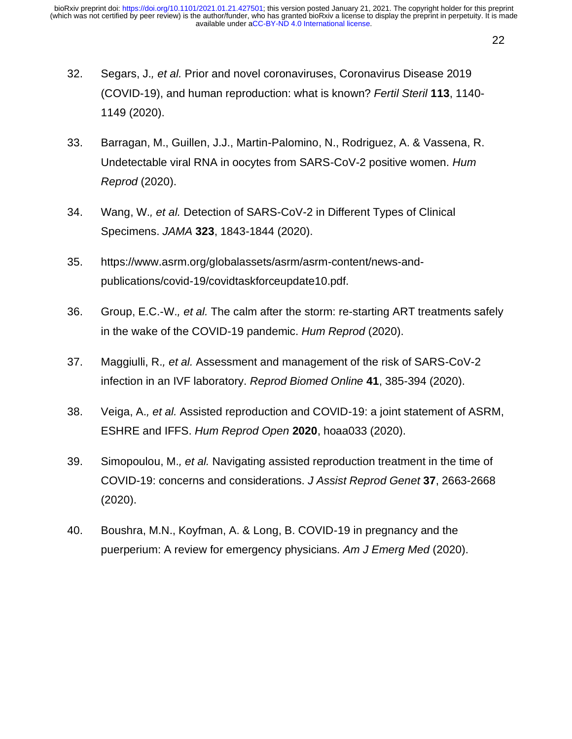32. Segars, J., *et al.* Prior and novel coronaviruses, Coronavirus Disease 2019 (COVID-19), and human reproduction: what is known? *Fertil Steril* **113**, 1140-1149 (2020).

33. Barragan, M., Guillen, J.J., Martin-Palomino, N., Rodriguez, A. & Vassena, R. Undetectable viral RNA in oocytes from SARS-CoV-2 positive women. *Hum Reprod* (2020).

34. Wang, W., *et al.* Detection of SARS-CoV-2 in Different Types of Clinical Specimens. *JAMA* **323**, 1843-1844 (2020).

35. https://www.asrm.org/globalassets/asrm/asrm-content/news-and-publications/covid-19/covidtaskforceupdate10.pdf.

36. Group, E.C.-W., *et al.* The calm after the storm: re-starting ART treatments safely in the wake of the COVID-19 pandemic. *Hum Reprod* (2020).

37. Maggiulli, R., *et al.* Assessment and management of the risk of SARS-CoV-2 infection in an IVF laboratory. *Reprod Biomed Online* **41**, 385-394 (2020).

38. Veiga, A., *et al.* Assisted reproduction and COVID-19: a joint statement of ASRM, ESHRE and IFFS. *Hum Reprod Open* **2020**, hoaa033 (2020).

39. Simopoulou, M., *et al.* Navigating assisted reproduction treatment in the time of COVID-19: concerns and considerations. *J Assist Reprod Genet* **37**, 2663-2668 (2020).

40. Boushra, M.N., Koyfman, A. & Long, B. COVID-19 in pregnancy and the puerperium: A review for emergency physicians. *Am J Emerg Med* (2020).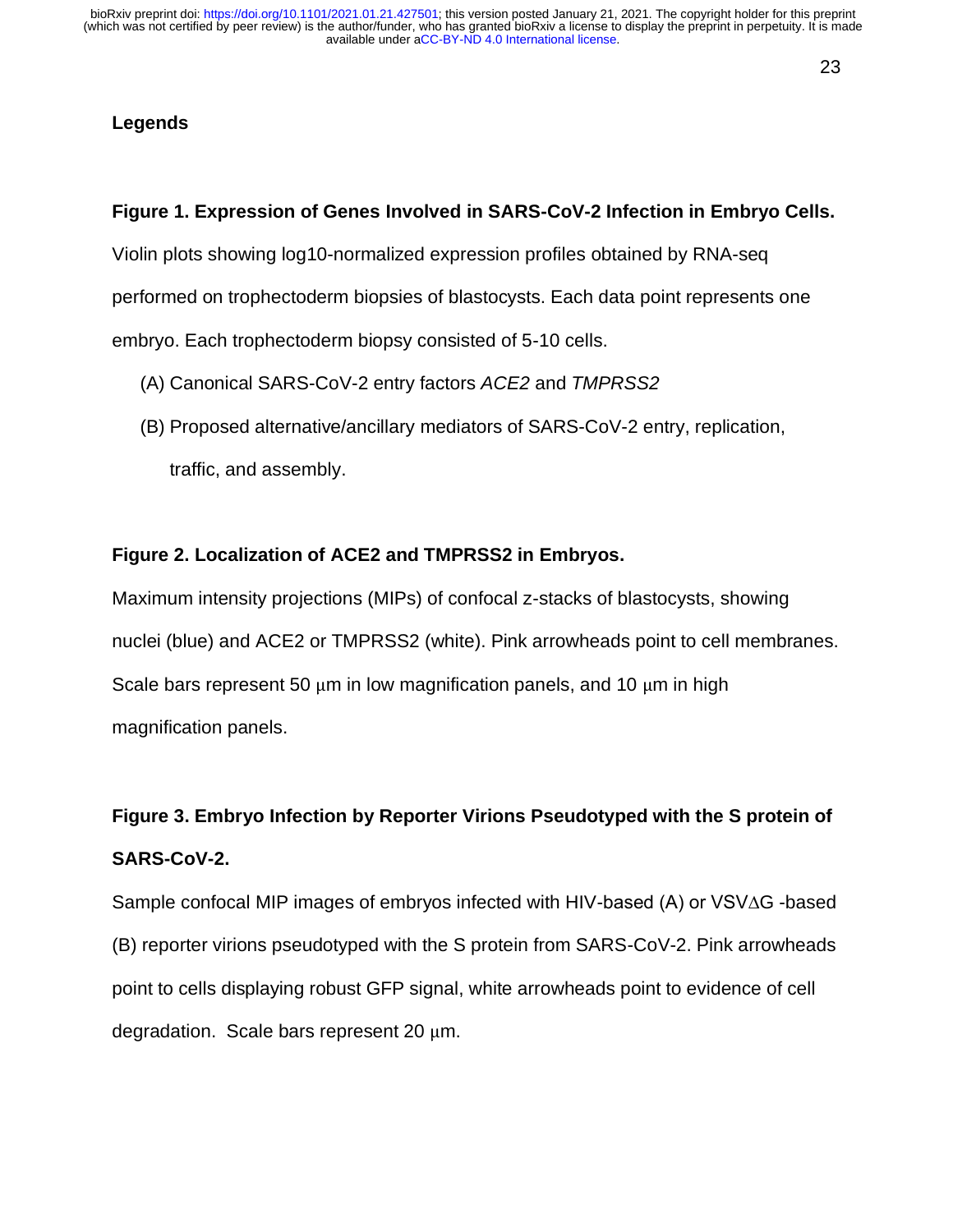## Legends

### Figure 1. Expression of Genes Involved in SARS-CoV-2 Infection in Embryo Cells.

Violin plots showing log10-normalized expression profiles obtained by RNA-seq performed on trophectoderm biopsies of blastocysts. Each data point represents one embryo. Each trophectoderm biopsy consisted of 5-10 cells.

(A) Canonical SARS-CoV-2 entry factors *ACE2* and *TMPRSS2*

(B) Proposed alternative/ancillary mediators of SARS-CoV-2 entry, replication, traffic, and assembly.

### Figure 2. Localization of ACE2 and TMPRSS2 in Embryos.

Maximum intensity projections (MIPs) of confocal z-stacks of blastocysts, showing nuclei (blue) and ACE2 or TMPRSS2 (white). Pink arrowheads point to cell membranes. Scale bars represent 50 μm in low magnification panels, and 10 μm in high magnification panels.

### Figure 3. Embryo Infection by Reporter Virions Pseudotyped with the S protein of SARS-CoV-2.

Sample confocal MIP images of embryos infected with HIV-based (A) or VSVΔG -based (B) reporter virions pseudotyped with the S protein from SARS-CoV-2. Pink arrowheads point to cells displaying robust GFP signal, white arrowheads point to evidence of cell degradation. Scale bars represent 20 μm.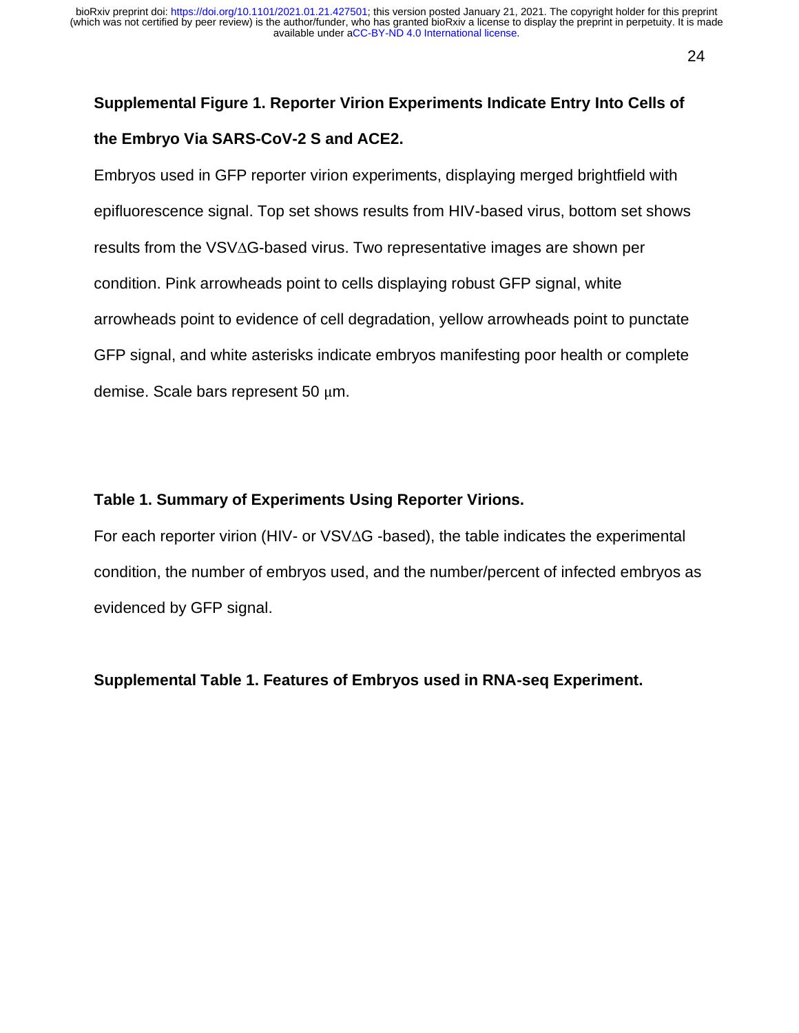**Supplemental Figure 1. Reporter Virion Experiments Indicate Entry Into Cells of the Embryo Via SARS-CoV-2 S and ACE2.**

Embryos used in GFP reporter virion experiments, displaying merged brightfield with epifluorescence signal. Top set shows results from HIV-based virus, bottom set shows results from the VSVΔG-based virus. Two representative images are shown per condition. Pink arrowheads point to cells displaying robust GFP signal, white arrowheads point to evidence of cell degradation, yellow arrowheads point to punctate GFP signal, and white asterisks indicate embryos manifesting poor health or complete demise. Scale bars represent 50 μm.

**Table 1. Summary of Experiments Using Reporter Virions.**

For each reporter virion (HIV- or VSVΔG -based), the table indicates the experimental condition, the number of embryos used, and the number/percent of infected embryos as evidenced by GFP signal.

**Supplemental Table 1. Features of Embryos used in RNA-seq Experiment.**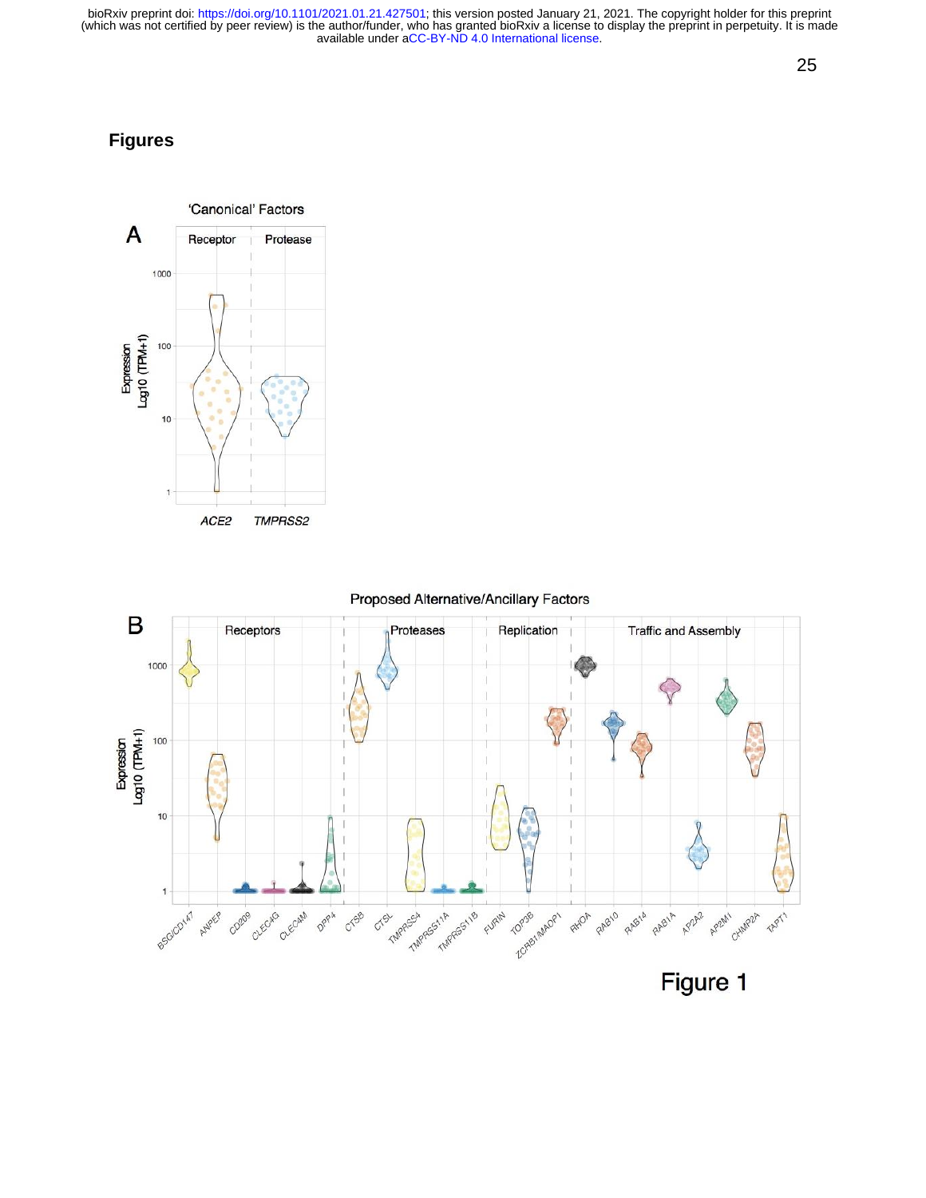# Figures

'Canonical' Factors

**A**

Receptor | Protease

Expression Log10 (TPM+1)

1000, 100, 10, 1

*ACE2* *TMPRSS2*

Proposed Alternative/Ancillary Factors

**B**

Receptors | Proteases | Replication | Traffic and Assembly

Expression Log10 (TPM+1)

1000, 100, 10, 1

*BSG/CD147* *ANPEP* *CD209* *CLEC4G* *CLEC4M* *DPP4* *CTSB* *CTSL* *TMPRSS4* *TMPRSS11A* *TMPRSS11B* *FURIN* *TOP3B* *ZCRB1/MADP1* *RHOA* *RAB10* *RAB14* *RAB1A* *AP2A2* *AP2M1* *CHMP2A* *TAPT1*

Figure 1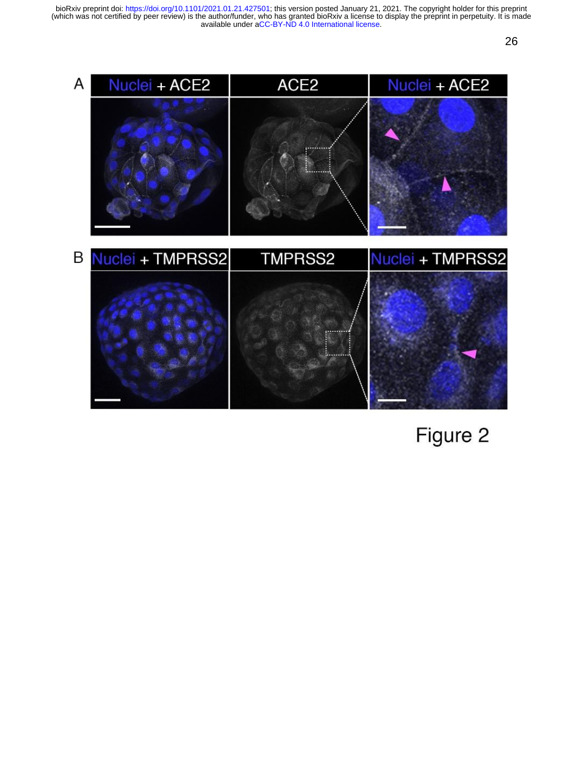Figure 2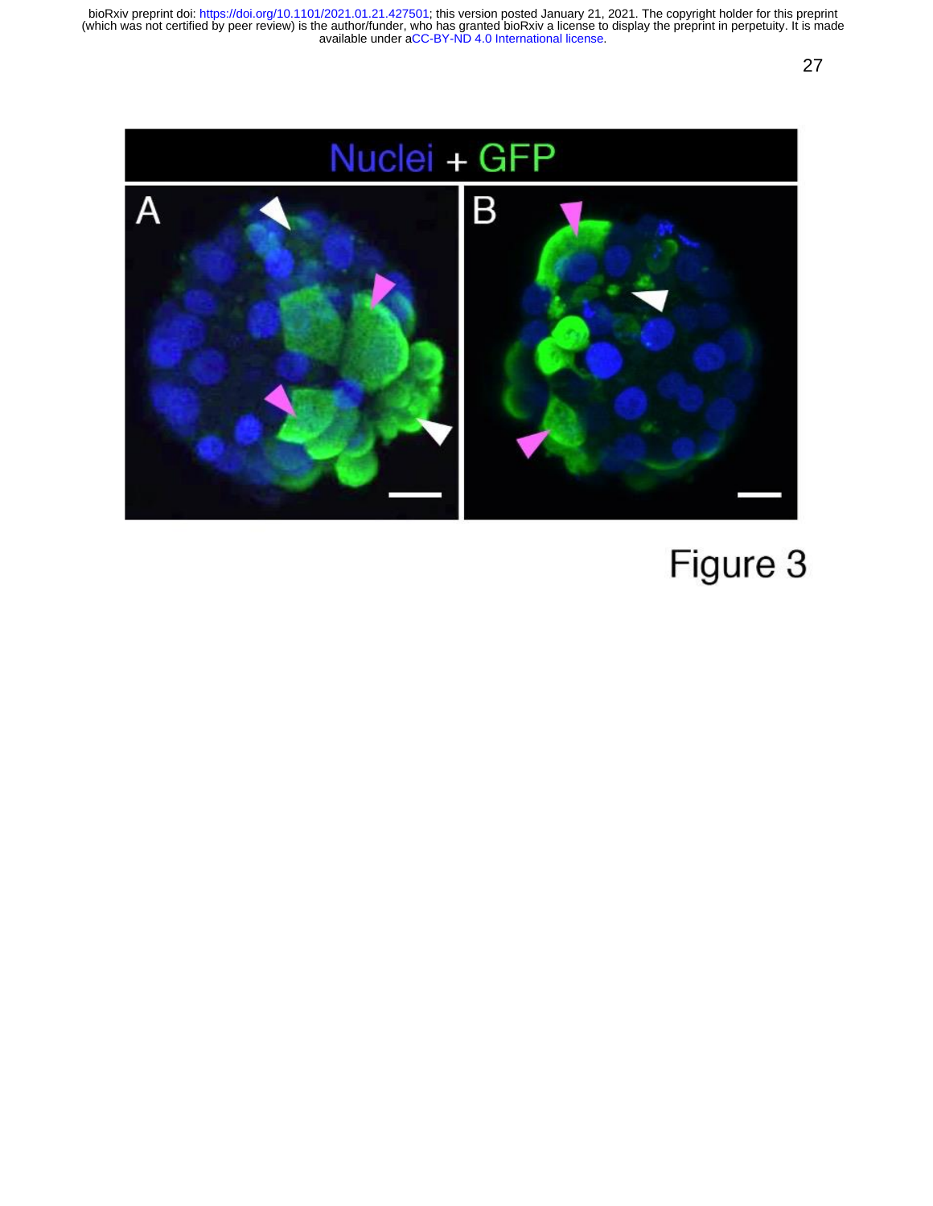Figure 3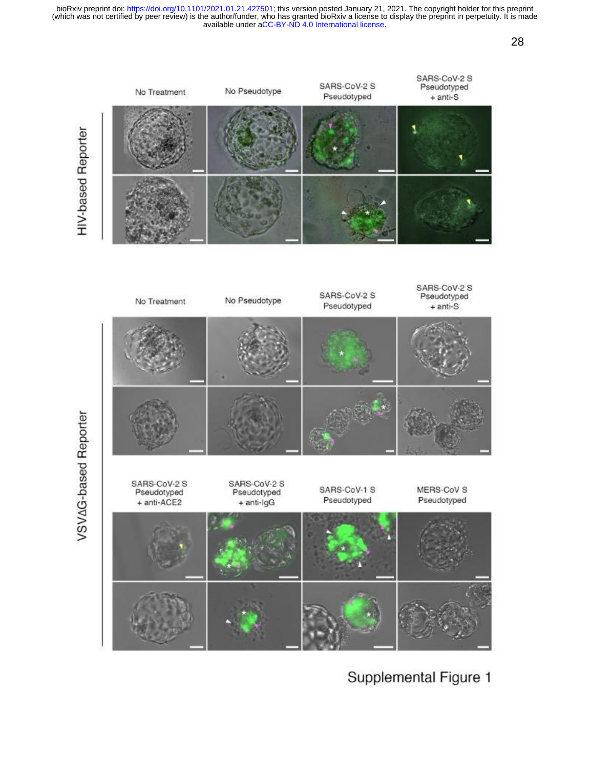HIV-based Reporter

| No Treatment | No Pseudotype | SARS-CoV-2 S Pseudotyped | SARS-CoV-2 S Pseudotyped + anti-S |
| --- | --- | --- | --- |

VSVΔG-based Reporter

| No Treatment | No Pseudotype | SARS-CoV-2 S Pseudotyped | SARS-CoV-2 S Pseudotyped + anti-S |
| --- | --- | --- | --- |

| SARS-CoV-2 S Pseudotyped + anti-ACE2 | SARS-CoV-2 S Pseudotyped + anti-IgG | SARS-CoV-1 S Pseudotyped | MERS-CoV S Pseudotyped |
| --- | --- | --- | --- |

Supplemental Figure 1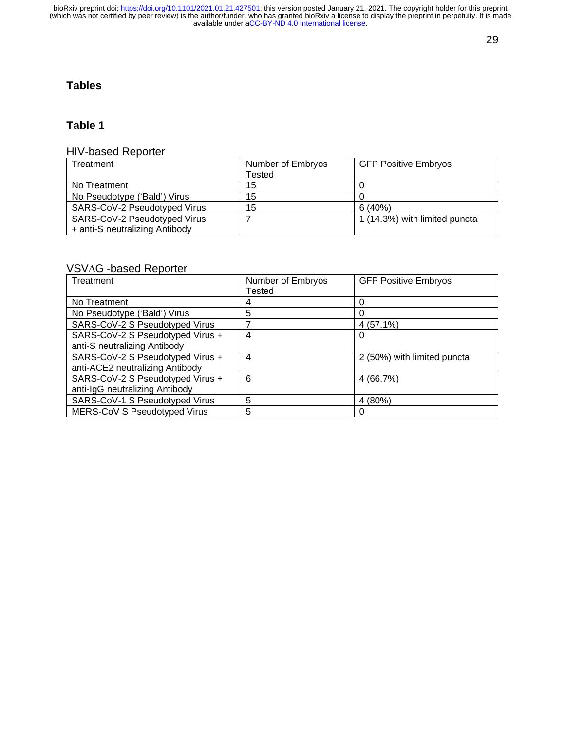## Tables

### Table 1

HIV-based Reporter

| Treatment | Number of Embryos Tested | GFP Positive Embryos |
|---|---|---|
| No Treatment | 15 | 0 |
| No Pseudotype (‘Bald’) Virus | 15 | 0 |
| SARS-CoV-2 Pseudotyped Virus | 15 | 6 (40%) |
| SARS-CoV-2 Pseudotyped Virus + anti-S neutralizing Antibody | 7 | 1 (14.3%) with limited puncta |

VSV$\Delta$G -based Reporter

| Treatment | Number of Embryos Tested | GFP Positive Embryos |
|---|---|---|
| No Treatment | 4 | 0 |
| No Pseudotype (‘Bald’) Virus | 5 | 0 |
| SARS-CoV-2 S Pseudotyped Virus | 7 | 4 (57.1%) |
| SARS-CoV-2 S Pseudotyped Virus + anti-S neutralizing Antibody | 4 | 0 |
| SARS-CoV-2 S Pseudotyped Virus + anti-ACE2 neutralizing Antibody | 4 | 2 (50%) with limited puncta |
| SARS-CoV-2 S Pseudotyped Virus + anti-IgG neutralizing Antibody | 6 | 4 (66.7%) |
| SARS-CoV-1 S Pseudotyped Virus | 5 | 4 (80%) |
| MERS-CoV S Pseudotyped Virus | 5 | 0 |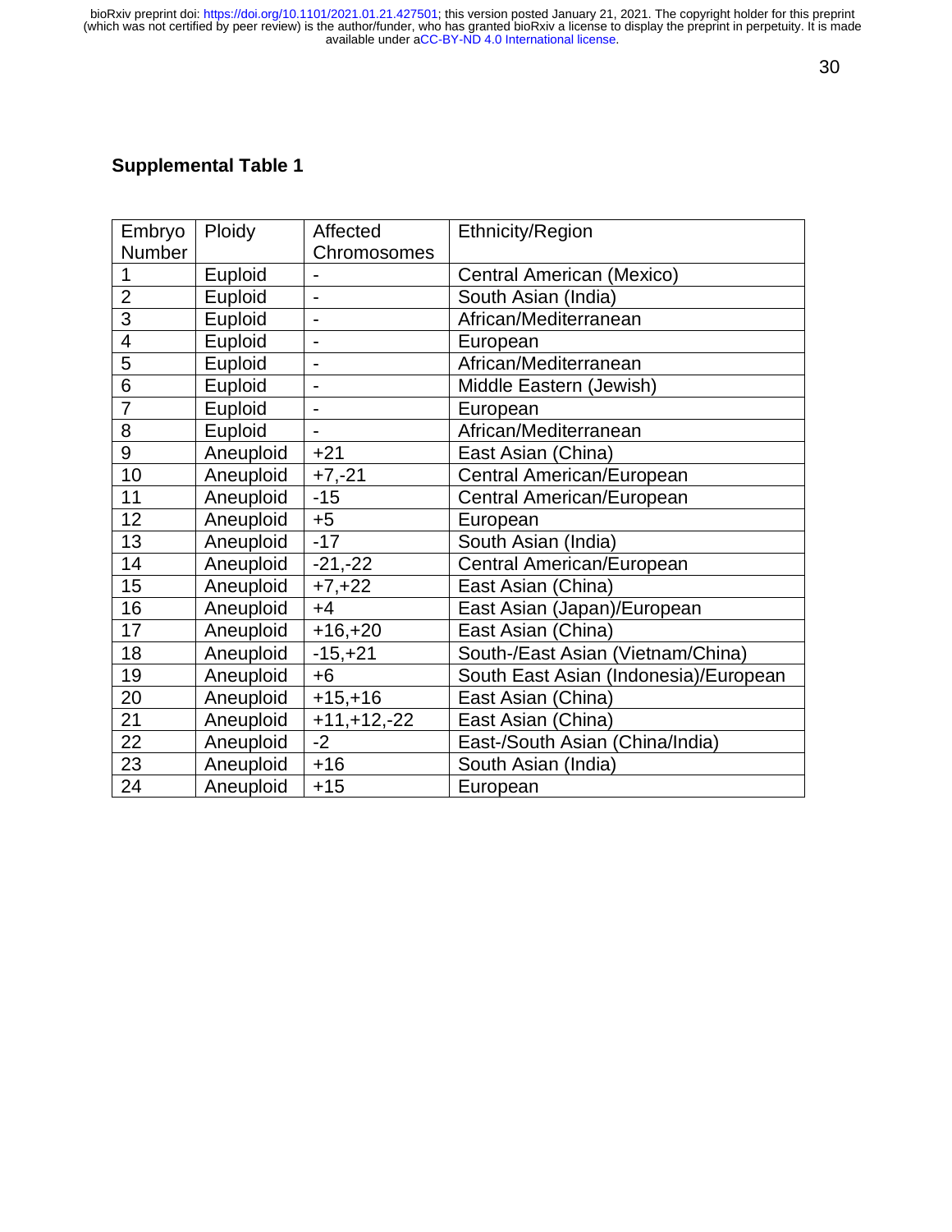**Supplemental Table 1**

| Embryo Number | Ploidy | Affected Chromosomes | Ethnicity/Region |
| --- | --- | --- | --- |
| 1 | Euploid | - | Central American (Mexico) |
| 2 | Euploid | - | South Asian (India) |
| 3 | Euploid | - | African/Mediterranean |
| 4 | Euploid | - | European |
| 5 | Euploid | - | African/Mediterranean |
| 6 | Euploid | - | Middle Eastern (Jewish) |
| 7 | Euploid | - | European |
| 8 | Euploid | - | African/Mediterranean |
| 9 | Aneuploid | +21 | East Asian (China) |
| 10 | Aneuploid | +7,-21 | Central American/European |
| 11 | Aneuploid | -15 | Central American/European |
| 12 | Aneuploid | +5 | European |
| 13 | Aneuploid | -17 | South Asian (India) |
| 14 | Aneuploid | -21,-22 | Central American/European |
| 15 | Aneuploid | +7,+22 | East Asian (China) |
| 16 | Aneuploid | +4 | East Asian (Japan)/European |
| 17 | Aneuploid | +16,+20 | East Asian (China) |
| 18 | Aneuploid | -15,+21 | South-/East Asian (Vietnam/China) |
| 19 | Aneuploid | +6 | South East Asian (Indonesia)/European |
| 20 | Aneuploid | +15,+16 | East Asian (China) |
| 21 | Aneuploid | +11,+12,-22 | East Asian (China) |
| 22 | Aneuploid | -2 | East-/South Asian (China/India) |
| 23 | Aneuploid | +16 | South Asian (India) |
| 24 | Aneuploid | +15 | European |